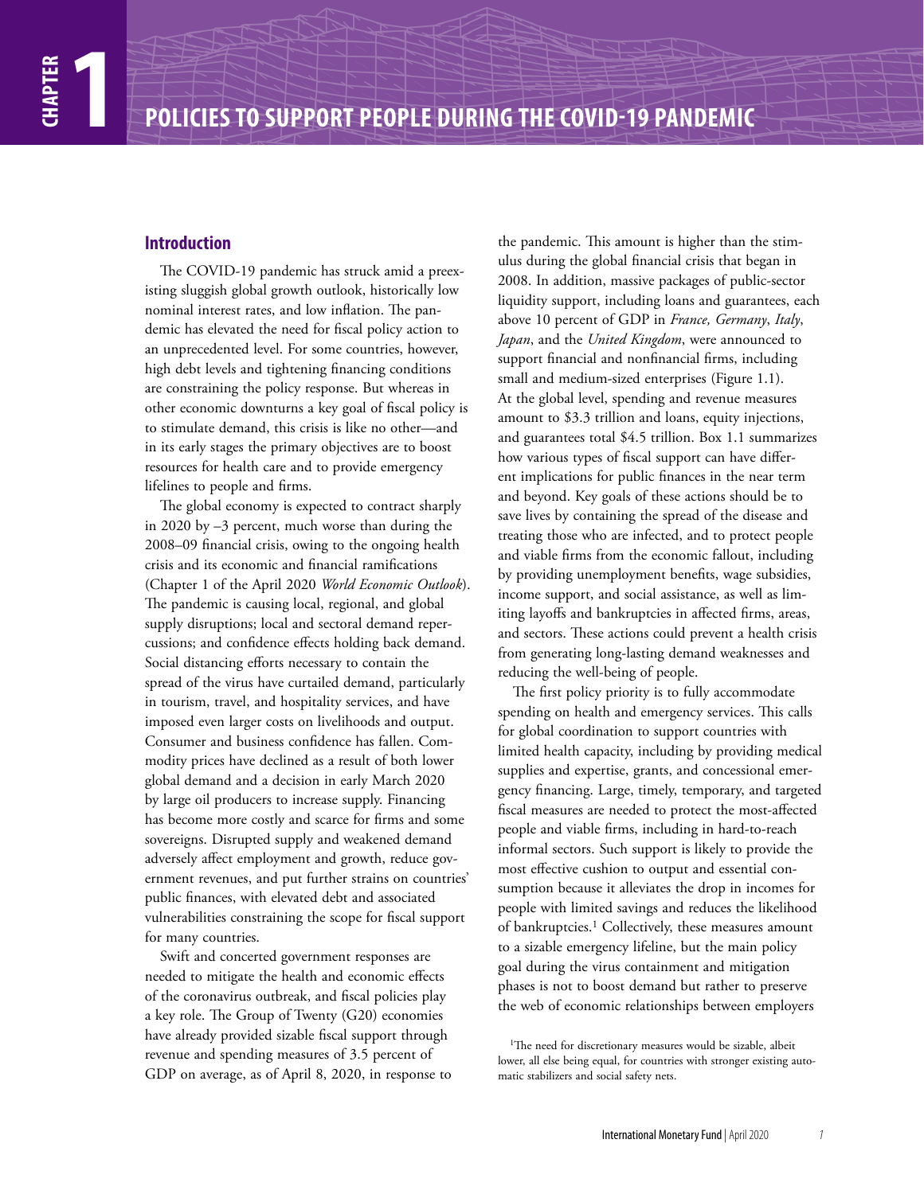# CHAPTER 1

# POLICIES TO SUPPORT PEOPLE DURING THE COVID-19 PANDEMIC

## Introduction

The COVID-19 pandemic has struck amid a preexisting sluggish global growth outlook, historically low nominal interest rates, and low inflation. The pandemic has elevated the need for fiscal policy action to an unprecedented level. For some countries, however, high debt levels and tightening financing conditions are constraining the policy response. But whereas in other economic downturns a key goal of fiscal policy is to stimulate demand, this crisis is like no other—and in its early stages the primary objectives are to boost resources for health care and to provide emergency lifelines to people and firms.

The global economy is expected to contract sharply in 2020 by –3 percent, much worse than during the 2008–09 financial crisis, owing to the ongoing health crisis and its economic and financial ramifications (Chapter 1 of the April 2020 *World Economic Outlook*). The pandemic is causing local, regional, and global supply disruptions; local and sectoral demand repercussions; and confidence effects holding back demand. Social distancing efforts necessary to contain the spread of the virus have curtailed demand, particularly in tourism, travel, and hospitality services, and have imposed even larger costs on livelihoods and output. Consumer and business confidence has fallen. Commodity prices have declined as a result of both lower global demand and a decision in early March 2020 by large oil producers to increase supply. Financing has become more costly and scarce for firms and some sovereigns. Disrupted supply and weakened demand adversely affect employment and growth, reduce government revenues, and put further strains on countries' public finances, with elevated debt and associated vulnerabilities constraining the scope for fiscal support for many countries.

Swift and concerted government responses are needed to mitigate the health and economic effects of the coronavirus outbreak, and fiscal policies play a key role. The Group of Twenty (G20) economies have already provided sizable fiscal support through revenue and spending measures of 3.5 percent of GDP on average, as of April 8, 2020, in response to the pandemic. This amount is higher than the stimulus during the global financial crisis that began in 2008. In addition, massive packages of public-sector liquidity support, including loans and guarantees, each above 10 percent of GDP in *France, Germany*, *Italy*, *Japan*, and the *United Kingdom*, were announced to support financial and nonfinancial firms, including small and medium-sized enterprises (Figure 1.1). At the global level, spending and revenue measures amount to $3.3 trillion and loans, equity injections, and guarantees total $4.5 trillion. Box 1.1 summarizes how various types of fiscal support can have different implications for public finances in the near term and beyond. Key goals of these actions should be to save lives by containing the spread of the disease and treating those who are infected, and to protect people and viable firms from the economic fallout, including by providing unemployment benefits, wage subsidies, income support, and social assistance, as well as limiting layoffs and bankruptcies in affected firms, areas, and sectors. These actions could prevent a health crisis from generating long-lasting demand weaknesses and reducing the well-being of people.

The first policy priority is to fully accommodate spending on health and emergency services. This calls for global coordination to support countries with limited health capacity, including by providing medical supplies and expertise, grants, and concessional emergency financing. Large, timely, temporary, and targeted fiscal measures are needed to protect the most-affected people and viable firms, including in hard-to-reach informal sectors. Such support is likely to provide the most effective cushion to output and essential consumption because it alleviates the drop in incomes for people with limited savings and reduces the likelihood of bankruptcies.[1] Collectively, these measures amount to a sizable emergency lifeline, but the main policy goal during the virus containment and mitigation phases is not to boost demand but rather to preserve the web of economic relationships between employers

[1]The need for discretionary measures would be sizable, albeit lower, all else being equal, for countries with stronger existing automatic stabilizers and social safety nets.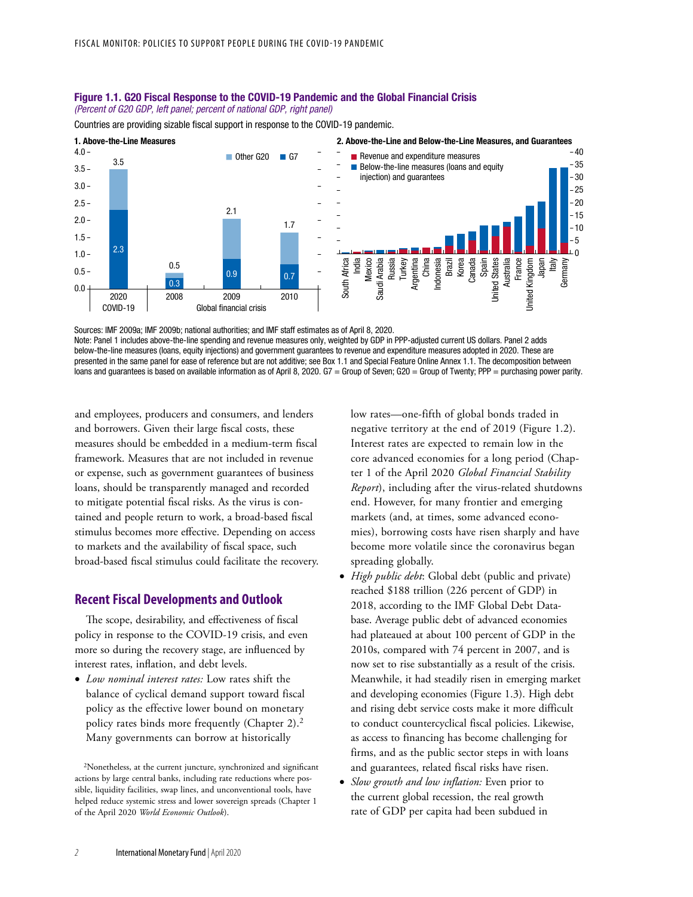**Figure 1.1. G20 Fiscal Response to the COVID-19 Pandemic and the Global Financial Crisis**
*(Percent of G20 GDP, left panel; percent of national GDP, right panel)*

Countries are providing sizable fiscal support in response to the COVID-19 pandemic.

**1. Above-the-Line Measures**

| | 2020 COVID-19 | 2008 | 2009 | 2010 |
|---|---|---|---|---|
| G7 | 2.3 | 0.3 | 0.9 | 0.7 |
| Total (G7 + Other G20) | 3.5 | 0.5 | 2.1 | 1.7 |

**2. Above-the-Line and Below-the-Line Measures, and Guarantees**

Countries shown (revenue and expenditure measures; below-the-line measures (loans and equity injection) and guarantees): South Africa, India, Mexico, Saudi Arabia, Russia, Turkey, Argentina, China, Indonesia, Brazil, Korea, Canada, Spain, United States, Australia, France, United Kingdom, Japan, Italy, Germany

Sources: IMF 2009a; IMF 2009b; national authorities; and IMF staff estimates as of April 8, 2020.
Note: Panel 1 includes above-the-line spending and revenue measures only, weighted by GDP in PPP-adjusted current US dollars. Panel 2 adds below-the-line measures (loans, equity injections) and government guarantees to revenue and expenditure measures adopted in 2020. These are presented in the same panel for ease of reference but are not additive; see Box 1.1 and Special Feature Online Annex 1.1. The decomposition between loans and guarantees is based on available information as of April 8, 2020. G7 = Group of Seven; G20 = Group of Twenty; PPP = purchasing power parity.

and employees, producers and consumers, and lenders and borrowers. Given their large fiscal costs, these measures should be embedded in a medium-term fiscal framework. Measures that are not included in revenue or expense, such as government guarantees of business loans, should be transparently managed and recorded to mitigate potential fiscal risks. As the virus is contained and people return to work, a broad-based fiscal stimulus becomes more effective. Depending on access to markets and the availability of fiscal space, such broad-based fiscal stimulus could facilitate the recovery.

## Recent Fiscal Developments and Outlook

The scope, desirability, and effectiveness of fiscal policy in response to the COVID-19 crisis, and even more so during the recovery stage, are influenced by interest rates, inflation, and debt levels.

- *Low nominal interest rates:* Low rates shift the balance of cyclical demand support toward fiscal policy as the effective lower bound on monetary policy rates binds more frequently (Chapter 2).[2] Many governments can borrow at historically low rates—one-fifth of global bonds traded in negative territory at the end of 2019 (Figure 1.2). Interest rates are expected to remain low in the core advanced economies for a long period (Chapter 1 of the April 2020 *Global Financial Stability Report*), including after the virus-related shutdowns end. However, for many frontier and emerging markets (and, at times, some advanced economies), borrowing costs have risen sharply and have become more volatile since the coronavirus began spreading globally.
- *High public debt*: Global debt (public and private) reached $188 trillion (226 percent of GDP) in 2018, according to the IMF Global Debt Database. Average public debt of advanced economies had plateaued at about 100 percent of GDP in the 2010s, compared with 74 percent in 2007, and is now set to rise substantially as a result of the crisis. Meanwhile, it had steadily risen in emerging market and developing economies (Figure 1.3). High debt and rising debt service costs make it more difficult to conduct countercyclical fiscal policies. Likewise, as access to financing has become challenging for firms, and as the public sector steps in with loans and guarantees, related fiscal risks have risen.
- *Slow growth and low inflation:* Even prior to the current global recession, the real growth rate of GDP per capita had been subdued in

[2]Nonetheless, at the current juncture, synchronized and significant actions by large central banks, including rate reductions where possible, liquidity facilities, swap lines, and unconventional tools, have helped reduce systemic stress and lower sovereign spreads (Chapter 1 of the April 2020 *World Economic Outlook*).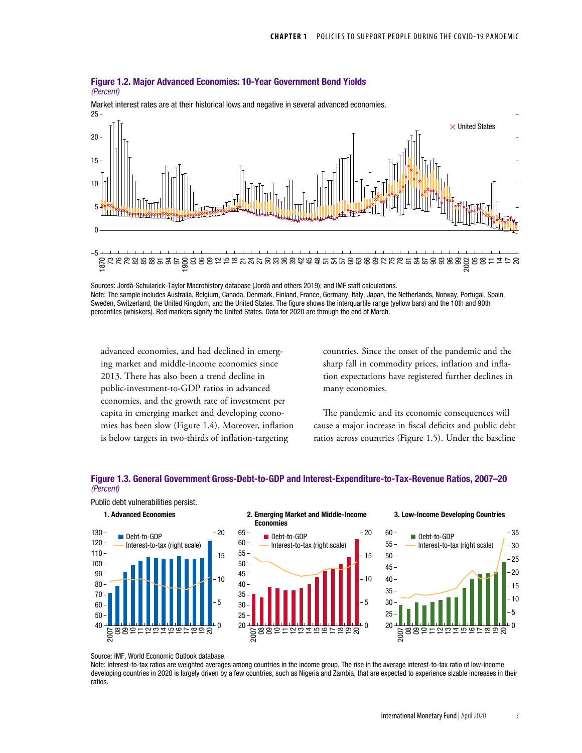**Figure 1.2. Major Advanced Economies: 10-Year Government Bond Yields**
*(Percent)*

Market interest rates are at their historical lows and negative in several advanced economies.

Sources: Jordà-Schularick-Taylor Macrohistory database (Jordà and others 2019); and IMF staff calculations.
Note: The sample includes Australia, Belgium, Canada, Denmark, Finland, France, Germany, Italy, Japan, the Netherlands, Norway, Portugal, Spain, Sweden, Switzerland, the United Kingdom, and the United States. The figure shows the interquartile range (yellow bars) and the 10th and 90th percentiles (whiskers). Red markers signify the United States. Data for 2020 are through the end of March.

advanced economies, and had declined in emerging market and middle-income economies since 2013. There has also been a trend decline in public-investment-to-GDP ratios in advanced economies, and the growth rate of investment per capita in emerging market and developing economies has been slow (Figure 1.4). Moreover, inflation is below targets in two-thirds of inflation-targeting countries. Since the onset of the pandemic and the sharp fall in commodity prices, inflation and inflation expectations have registered further declines in many economies.

The pandemic and its economic consequences will cause a major increase in fiscal deficits and public debt ratios across countries (Figure 1.5). Under the baseline

**Figure 1.3. General Government Gross-Debt-to-GDP and Interest-Expenditure-to-Tax-Revenue Ratios, 2007–20**
*(Percent)*

Public debt vulnerabilities persist.

1. Advanced Economies

2. Emerging Market and Middle-Income Economies

3. Low-Income Developing Countries

Source: IMF, World Economic Outlook database.
Note: Interest-to-tax ratios are weighted averages among countries in the income group. The rise in the average interest-to-tax ratio of low-income developing countries in 2020 is largely driven by a few countries, such as Nigeria and Zambia, that are expected to experience sizable increases in their ratios.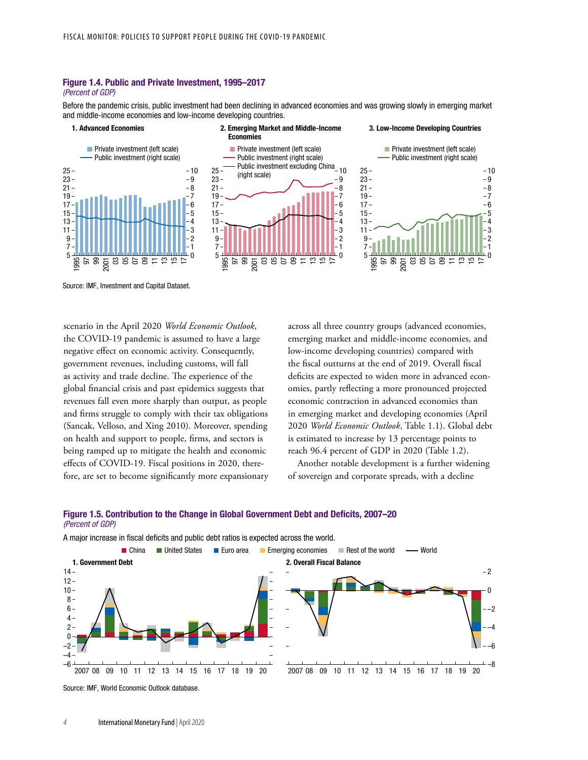**Figure 1.4. Public and Private Investment, 1995–2017**
*(Percent of GDP)*

Before the pandemic crisis, public investment had been declining in advanced economies and was growing slowly in emerging market and middle-income economies and low-income developing countries.

Source: IMF, Investment and Capital Dataset.

scenario in the April 2020 *World Economic Outlook*, the COVID-19 pandemic is assumed to have a large negative effect on economic activity. Consequently, government revenues, including customs, will fall as activity and trade decline. The experience of the global financial crisis and past epidemics suggests that revenues fall even more sharply than output, as people and firms struggle to comply with their tax obligations (Sancak, Velloso, and Xing 2010). Moreover, spending on health and support to people, firms, and sectors is being ramped up to mitigate the health and economic effects of COVID-19. Fiscal positions in 2020, therefore, are set to become significantly more expansionary across all three country groups (advanced economies, emerging market and middle-income economies, and low-income developing countries) compared with the fiscal outturns at the end of 2019. Overall fiscal deficits are expected to widen more in advanced economies, partly reflecting a more pronounced projected economic contraction in advanced economies than in emerging market and developing economies (April 2020 *World Economic Outlook*, Table 1.1). Global debt is estimated to increase by 13 percentage points to reach 96.4 percent of GDP in 2020 (Table 1.2).

Another notable development is a further widening of sovereign and corporate spreads, with a decline

**Figure 1.5. Contribution to the Change in Global Government Debt and Deficits, 2007–20**
*(Percent of GDP)*

A major increase in fiscal deficits and public debt ratios is expected across the world.

Source: IMF, World Economic Outlook database.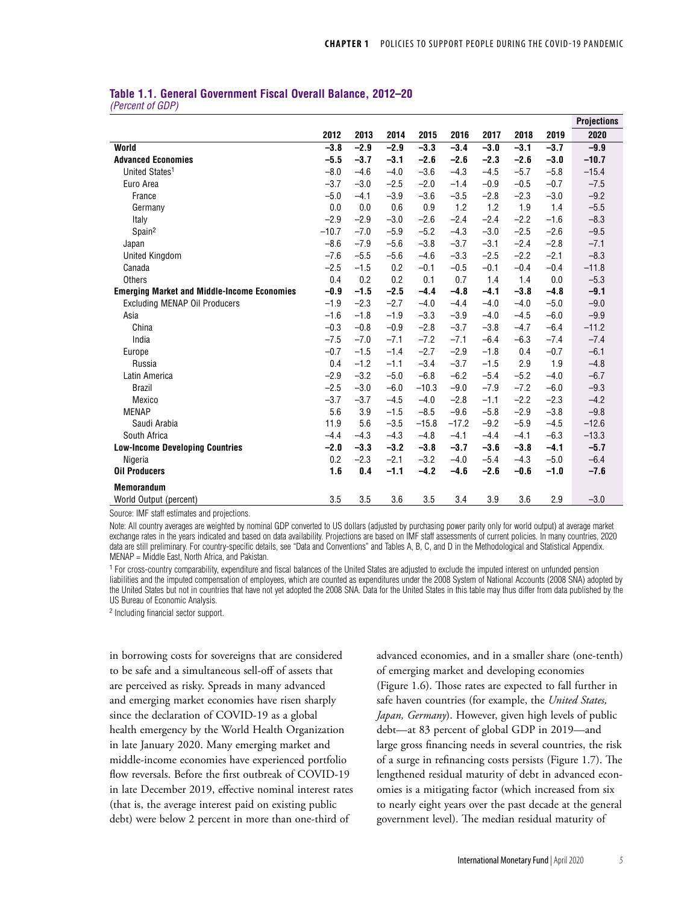### Table 1.1. General Government Fiscal Overall Balance, 2012–20

*(Percent of GDP)*

| | 2012 | 2013 | 2014 | 2015 | 2016 | 2017 | 2018 | 2019 | Projections 2020 |
|---|---|---|---|---|---|---|---|---|---|
| **World** | **−3.8** | **−2.9** | **−2.9** | **−3.3** | **−3.4** | **−3.0** | **−3.1** | **−3.7** | **−9.9** |
| **Advanced Economies** | **−5.5** | **−3.7** | **−3.1** | **−2.6** | **−2.6** | **−2.3** | **−2.6** | **−3.0** | **−10.7** |
| United States[1] | −8.0 | −4.6 | −4.0 | −3.6 | −4.3 | −4.5 | −5.7 | −5.8 | −15.4 |
| Euro Area | −3.7 | −3.0 | −2.5 | −2.0 | −1.4 | −0.9 | −0.5 | −0.7 | −7.5 |
| France | −5.0 | −4.1 | −3.9 | −3.6 | −3.5 | −2.8 | −2.3 | −3.0 | −9.2 |
| Germany | 0.0 | 0.0 | 0.6 | 0.9 | 1.2 | 1.2 | 1.9 | 1.4 | −5.5 |
| Italy | −2.9 | −2.9 | −3.0 | −2.6 | −2.4 | −2.4 | −2.2 | −1.6 | −8.3 |
| Spain[2] | −10.7 | −7.0 | −5.9 | −5.2 | −4.3 | −3.0 | −2.5 | −2.6 | −9.5 |
| Japan | −8.6 | −7.9 | −5.6 | −3.8 | −3.7 | −3.1 | −2.4 | −2.8 | −7.1 |
| United Kingdom | −7.6 | −5.5 | −5.6 | −4.6 | −3.3 | −2.5 | −2.2 | −2.1 | −8.3 |
| Canada | −2.5 | −1.5 | 0.2 | −0.1 | −0.5 | −0.1 | −0.4 | −0.4 | −11.8 |
| Others | 0.4 | 0.2 | 0.2 | 0.1 | 0.7 | 1.4 | 1.4 | 0.0 | −5.3 |
| **Emerging Market and Middle-Income Economies** | **−0.9** | **−1.5** | **−2.5** | **−4.4** | **−4.8** | **−4.1** | **−3.8** | **−4.8** | **−9.1** |
| Excluding MENAP Oil Producers | −1.9 | −2.3 | −2.7 | −4.0 | −4.4 | −4.0 | −4.0 | −5.0 | −9.0 |
| Asia | −1.6 | −1.8 | −1.9 | −3.3 | −3.9 | −4.0 | −4.5 | −6.0 | −9.9 |
| China | −0.3 | −0.8 | −0.9 | −2.8 | −3.7 | −3.8 | −4.7 | −6.4 | −11.2 |
| India | −7.5 | −7.0 | −7.1 | −7.2 | −7.1 | −6.4 | −6.3 | −7.4 | −7.4 |
| Europe | −0.7 | −1.5 | −1.4 | −2.7 | −2.9 | −1.8 | 0.4 | −0.7 | −6.1 |
| Russia | 0.4 | −1.2 | −1.1 | −3.4 | −3.7 | −1.5 | 2.9 | 1.9 | −4.8 |
| Latin America | −2.9 | −3.2 | −5.0 | −6.8 | −6.2 | −5.4 | −5.2 | −4.0 | −6.7 |
| Brazil | −2.5 | −3.0 | −6.0 | −10.3 | −9.0 | −7.9 | −7.2 | −6.0 | −9.3 |
| Mexico | −3.7 | −3.7 | −4.5 | −4.0 | −2.8 | −1.1 | −2.2 | −2.3 | −4.2 |
| MENAP | 5.6 | 3.9 | −1.5 | −8.5 | −9.6 | −5.8 | −2.9 | −3.8 | −9.8 |
| Saudi Arabia | 11.9 | 5.6 | −3.5 | −15.8 | −17.2 | −9.2 | −5.9 | −4.5 | −12.6 |
| South Africa | −4.4 | −4.3 | −4.3 | −4.8 | −4.1 | −4.4 | −4.1 | −6.3 | −13.3 |
| **Low-Income Developing Countries** | **−2.0** | **−3.3** | **−3.2** | **−3.8** | **−3.7** | **−3.6** | **−3.8** | **−4.1** | **−5.7** |
| Nigeria | 0.2 | −2.3 | −2.1 | −3.2 | −4.0 | −5.4 | −4.3 | −5.0 | −6.4 |
| **Oil Producers** | **1.6** | **0.4** | **−1.1** | **−4.2** | **−4.6** | **−2.6** | **−0.6** | **−1.0** | **−7.6** |
| **Memorandum** | | | | | | | | | |
| World Output (percent) | 3.5 | 3.5 | 3.6 | 3.5 | 3.4 | 3.9 | 3.6 | 2.9 | −3.0 |

Source: IMF staff estimates and projections.

Note: All country averages are weighted by nominal GDP converted to US dollars (adjusted by purchasing power parity only for world output) at average market exchange rates in the years indicated and based on data availability. Projections are based on IMF staff assessments of current policies. In many countries, 2020 data are still preliminary. For country-specific details, see "Data and Conventions" and Tables A, B, C, and D in the Methodological and Statistical Appendix. MENAP = Middle East, North Africa, and Pakistan.

[1] For cross-country comparability, expenditure and fiscal balances of the United States are adjusted to exclude the imputed interest on unfunded pension liabilities and the imputed compensation of employees, which are counted as expenditures under the 2008 System of National Accounts (2008 SNA) adopted by the United States but not in countries that have not yet adopted the 2008 SNA. Data for the United States in this table may thus differ from data published by the US Bureau of Economic Analysis.

[2] Including financial sector support.

in borrowing costs for sovereigns that are considered to be safe and a simultaneous sell-off of assets that are perceived as risky. Spreads in many advanced and emerging market economies have risen sharply since the declaration of COVID-19 as a global health emergency by the World Health Organization in late January 2020. Many emerging market and middle-income economies have experienced portfolio flow reversals. Before the first outbreak of COVID-19 in late December 2019, effective nominal interest rates (that is, the average interest paid on existing public debt) were below 2 percent in more than one-third of advanced economies, and in a smaller share (one-tenth) of emerging market and developing economies (Figure 1.6). Those rates are expected to fall further in safe haven countries (for example, the *United States, Japan, Germany*). However, given high levels of public debt—at 83 percent of global GDP in 2019—and large gross financing needs in several countries, the risk of a surge in refinancing costs persists (Figure 1.7). The lengthened residual maturity of debt in advanced economies is a mitigating factor (which increased from six to nearly eight years over the past decade at the general government level). The median residual maturity of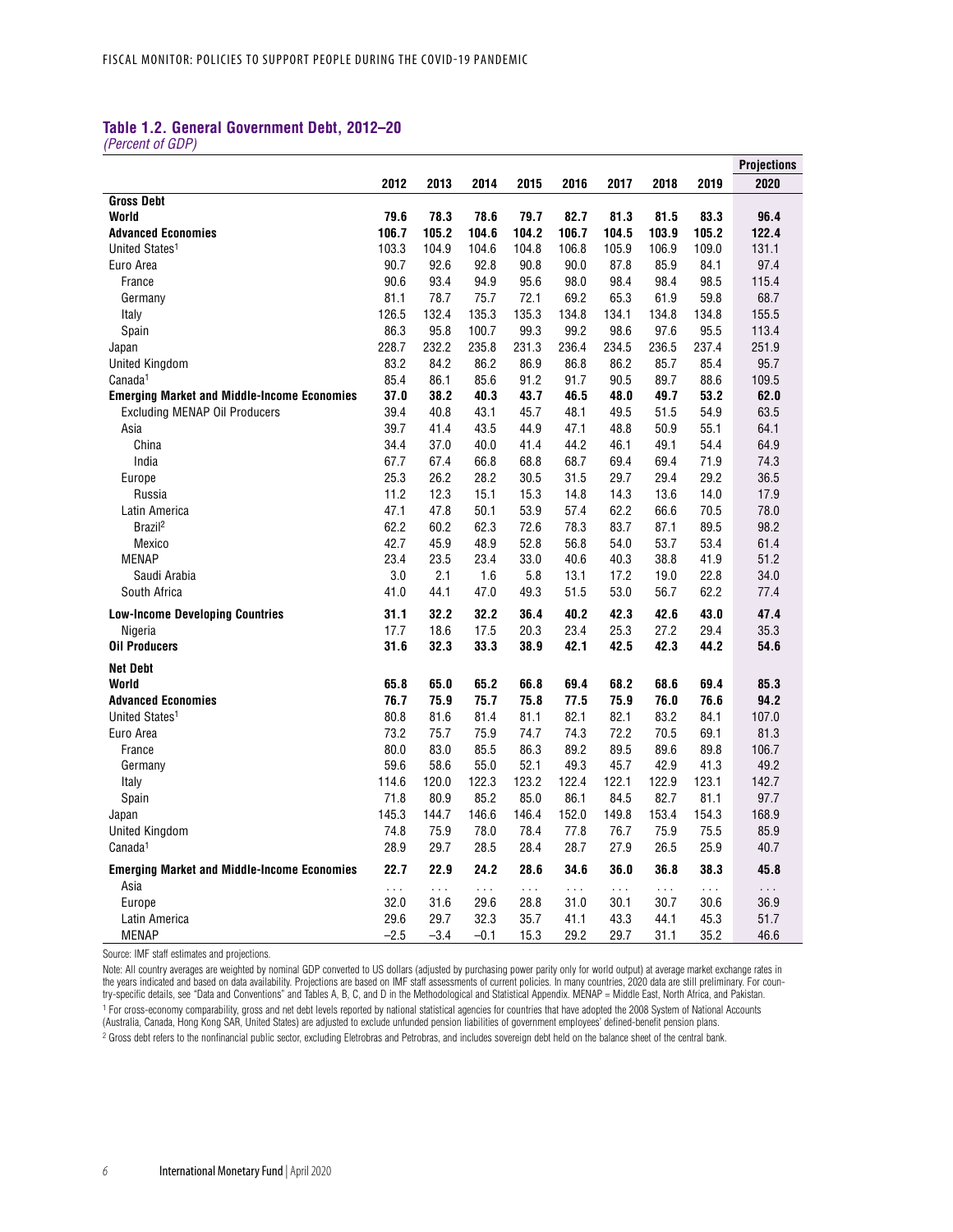### Table 1.2. General Government Debt, 2012–20

*(Percent of GDP)*

| | 2012 | 2013 | 2014 | 2015 | 2016 | 2017 | 2018 | 2019 | Projections 2020 |
|---|---|---|---|---|---|---|---|---|---|
| **Gross Debt** | | | | | | | | | |
| **World** | **79.6** | **78.3** | **78.6** | **79.7** | **82.7** | **81.3** | **81.5** | **83.3** | **96.4** |
| **Advanced Economies** | **106.7** | **105.2** | **104.6** | **104.2** | **106.7** | **104.5** | **103.9** | **105.2** | **122.4** |
| United States[1] | 103.3 | 104.9 | 104.6 | 104.8 | 106.8 | 105.9 | 106.9 | 109.0 | 131.1 |
| Euro Area | 90.7 | 92.6 | 92.8 | 90.8 | 90.0 | 87.8 | 85.9 | 84.1 | 97.4 |
| France | 90.6 | 93.4 | 94.9 | 95.6 | 98.0 | 98.4 | 98.4 | 98.5 | 115.4 |
| Germany | 81.1 | 78.7 | 75.7 | 72.1 | 69.2 | 65.3 | 61.9 | 59.8 | 68.7 |
| Italy | 126.5 | 132.4 | 135.3 | 135.3 | 134.8 | 134.1 | 134.8 | 134.8 | 155.5 |
| Spain | 86.3 | 95.8 | 100.7 | 99.3 | 99.2 | 98.6 | 97.6 | 95.5 | 113.4 |
| Japan | 228.7 | 232.2 | 235.8 | 231.3 | 236.4 | 234.5 | 236.5 | 237.4 | 251.9 |
| United Kingdom | 83.2 | 84.2 | 86.2 | 86.9 | 86.8 | 86.2 | 85.7 | 85.4 | 95.7 |
| Canada[1] | 85.4 | 86.1 | 85.6 | 91.2 | 91.7 | 90.5 | 89.7 | 88.6 | 109.5 |
| **Emerging Market and Middle-Income Economies** | **37.0** | **38.2** | **40.3** | **43.7** | **46.5** | **48.0** | **49.7** | **53.2** | **62.0** |
| Excluding MENAP Oil Producers | 39.4 | 40.8 | 43.1 | 45.7 | 48.1 | 49.5 | 51.5 | 54.9 | 63.5 |
| Asia | 39.7 | 41.4 | 43.5 | 44.9 | 47.1 | 48.8 | 50.9 | 55.1 | 64.1 |
| China | 34.4 | 37.0 | 40.0 | 41.4 | 44.2 | 46.1 | 49.1 | 54.4 | 64.9 |
| India | 67.7 | 67.4 | 66.8 | 68.8 | 68.7 | 69.4 | 69.4 | 71.9 | 74.3 |
| Europe | 25.3 | 26.2 | 28.2 | 30.5 | 31.5 | 29.7 | 29.4 | 29.2 | 36.5 |
| Russia | 11.2 | 12.3 | 15.1 | 15.3 | 14.8 | 14.3 | 13.6 | 14.0 | 17.9 |
| Latin America | 47.1 | 47.8 | 50.1 | 53.9 | 57.4 | 62.2 | 66.6 | 70.5 | 78.0 |
| Brazil[2] | 62.2 | 60.2 | 62.3 | 72.6 | 78.3 | 83.7 | 87.1 | 89.5 | 98.2 |
| Mexico | 42.7 | 45.9 | 48.9 | 52.8 | 56.8 | 54.0 | 53.7 | 53.4 | 61.4 |
| MENAP | 23.4 | 23.5 | 23.4 | 33.0 | 40.6 | 40.3 | 38.8 | 41.9 | 51.2 |
| Saudi Arabia | 3.0 | 2.1 | 1.6 | 5.8 | 13.1 | 17.2 | 19.0 | 22.8 | 34.0 |
| South Africa | 41.0 | 44.1 | 47.0 | 49.3 | 51.5 | 53.0 | 56.7 | 62.2 | 77.4 |
| **Low-Income Developing Countries** | **31.1** | **32.2** | **32.2** | **36.4** | **40.2** | **42.3** | **42.6** | **43.0** | **47.4** |
| Nigeria | 17.7 | 18.6 | 17.5 | 20.3 | 23.4 | 25.3 | 27.2 | 29.4 | 35.3 |
| **Oil Producers** | **31.6** | **32.3** | **33.3** | **38.9** | **42.1** | **42.5** | **42.3** | **44.2** | **54.6** |
| **Net Debt** | | | | | | | | | |
| **World** | **65.8** | **65.0** | **65.2** | **66.8** | **69.4** | **68.2** | **68.6** | **69.4** | **85.3** |
| **Advanced Economies** | **76.7** | **75.9** | **75.7** | **75.8** | **77.5** | **75.9** | **76.0** | **76.6** | **94.2** |
| United States[1] | 80.8 | 81.6 | 81.4 | 81.1 | 82.1 | 82.1 | 83.2 | 84.1 | 107.0 |
| Euro Area | 73.2 | 75.7 | 75.9 | 74.7 | 74.3 | 72.2 | 70.5 | 69.1 | 81.3 |
| France | 80.0 | 83.0 | 85.5 | 86.3 | 89.2 | 89.5 | 89.6 | 89.8 | 106.7 |
| Germany | 59.6 | 58.6 | 55.0 | 52.1 | 49.3 | 45.7 | 42.9 | 41.3 | 49.2 |
| Italy | 114.6 | 120.0 | 122.3 | 123.2 | 122.4 | 122.1 | 122.9 | 123.1 | 142.7 |
| Spain | 71.8 | 80.9 | 85.2 | 85.0 | 86.1 | 84.5 | 82.7 | 81.1 | 97.7 |
| Japan | 145.3 | 144.7 | 146.6 | 146.4 | 152.0 | 149.8 | 153.4 | 154.3 | 168.9 |
| United Kingdom | 74.8 | 75.9 | 78.0 | 78.4 | 77.8 | 76.7 | 75.9 | 75.5 | 85.9 |
| Canada[1] | 28.9 | 29.7 | 28.5 | 28.4 | 28.7 | 27.9 | 26.5 | 25.9 | 40.7 |
| **Emerging Market and Middle-Income Economies** | **22.7** | **22.9** | **24.2** | **28.6** | **34.6** | **36.0** | **36.8** | **38.3** | **45.8** |
| Asia | ... | ... | ... | ... | ... | ... | ... | ... | ... |
| Europe | 32.0 | 31.6 | 29.6 | 28.8 | 31.0 | 30.1 | 30.7 | 30.6 | 36.9 |
| Latin America | 29.6 | 29.7 | 32.3 | 35.7 | 41.1 | 43.3 | 44.1 | 45.3 | 51.7 |
| MENAP | −2.5 | −3.4 | −0.1 | 15.3 | 29.2 | 29.7 | 31.1 | 35.2 | 46.6 |

Source: IMF staff estimates and projections.

Note: All country averages are weighted by nominal GDP converted to US dollars (adjusted by purchasing power parity only for world output) at average market exchange rates in the years indicated and based on data availability. Projections are based on IMF staff assessments of current policies. In many countries, 2020 data are still preliminary. For country-specific details, see "Data and Conventions" and Tables A, B, C, and D in the Methodological and Statistical Appendix. MENAP = Middle East, North Africa, and Pakistan.

[1] For cross-economy comparability, gross and net debt levels reported by national statistical agencies for countries that have adopted the 2008 System of National Accounts (Australia, Canada, Hong Kong SAR, United States) are adjusted to exclude unfunded pension liabilities of government employees' defined-benefit pension plans.

[2] Gross debt refers to the nonfinancial public sector, excluding Eletrobras and Petrobras, and includes sovereign debt held on the balance sheet of the central bank.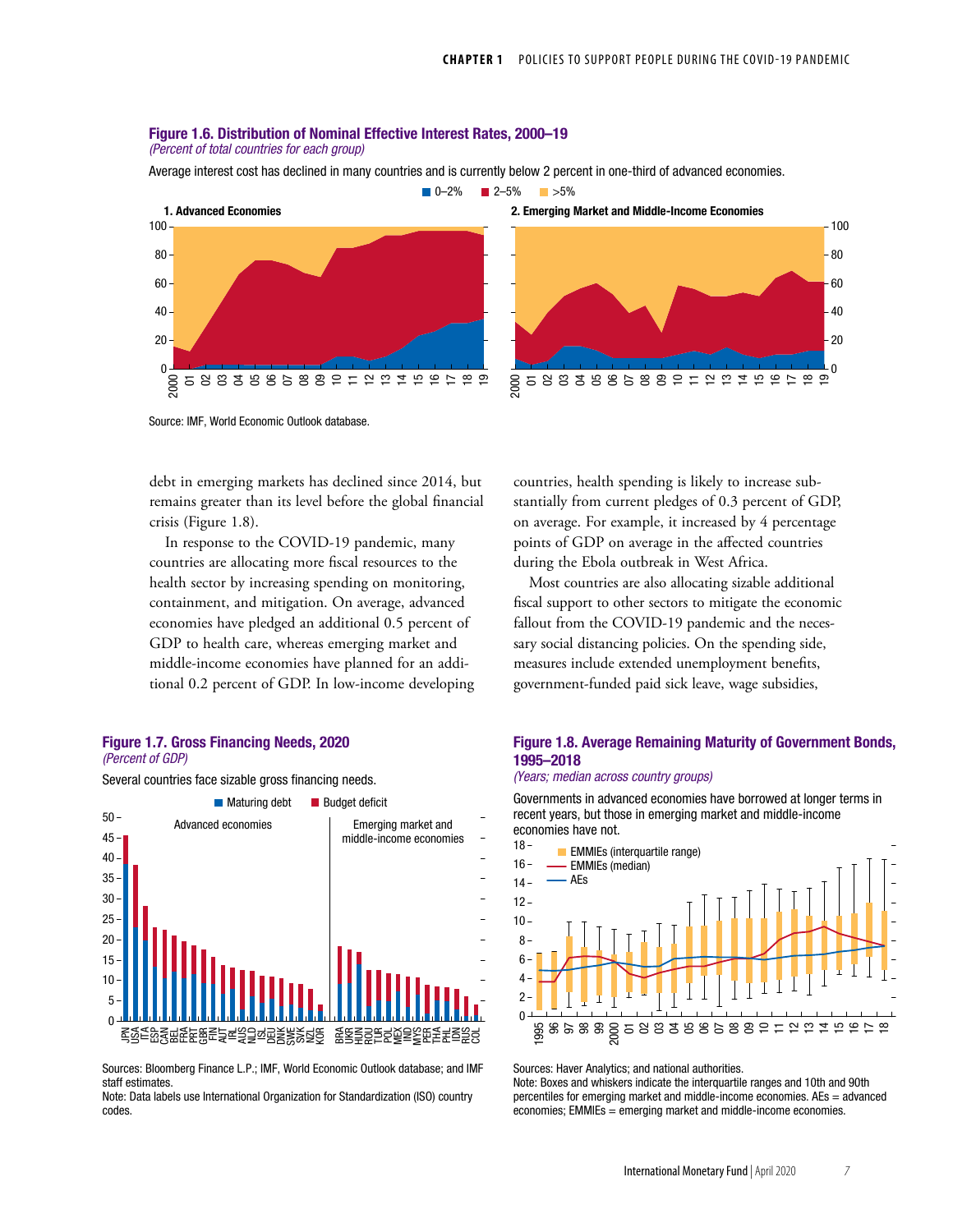**Figure 1.6. Distribution of Nominal Effective Interest Rates, 2000–19**

*(Percent of total countries for each group)*

Average interest cost has declined in many countries and is currently below 2 percent in one-third of advanced economies.

Source: IMF, World Economic Outlook database.

debt in emerging markets has declined since 2014, but remains greater than its level before the global financial crisis (Figure 1.8).

In response to the COVID-19 pandemic, many countries are allocating more fiscal resources to the health sector by increasing spending on monitoring, containment, and mitigation. On average, advanced economies have pledged an additional 0.5 percent of GDP to health care, whereas emerging market and middle-income economies have planned for an additional 0.2 percent of GDP. In low-income developing countries, health spending is likely to increase substantially from current pledges of 0.3 percent of GDP, on average. For example, it increased by 4 percentage points of GDP on average in the affected countries during the Ebola outbreak in West Africa.

Most countries are also allocating sizable additional fiscal support to other sectors to mitigate the economic fallout from the COVID-19 pandemic and the necessary social distancing policies. On the spending side, measures include extended unemployment benefits, government-funded paid sick leave, wage subsidies,

**Figure 1.7. Gross Financing Needs, 2020**

*(Percent of GDP)*

Several countries face sizable gross financing needs.

Sources: Bloomberg Finance L.P.; IMF, World Economic Outlook database; and IMF staff estimates.
Note: Data labels use International Organization for Standardization (ISO) country codes.

**Figure 1.8. Average Remaining Maturity of Government Bonds, 1995–2018**

*(Years; median across country groups)*

Governments in advanced economies have borrowed at longer terms in recent years, but those in emerging market and middle-income economies have not.

Sources: Haver Analytics; and national authorities.
Note: Boxes and whiskers indicate the interquartile ranges and 10th and 90th percentiles for emerging market and middle-income economies. AEs = advanced economies; EMMIEs = emerging market and middle-income economies.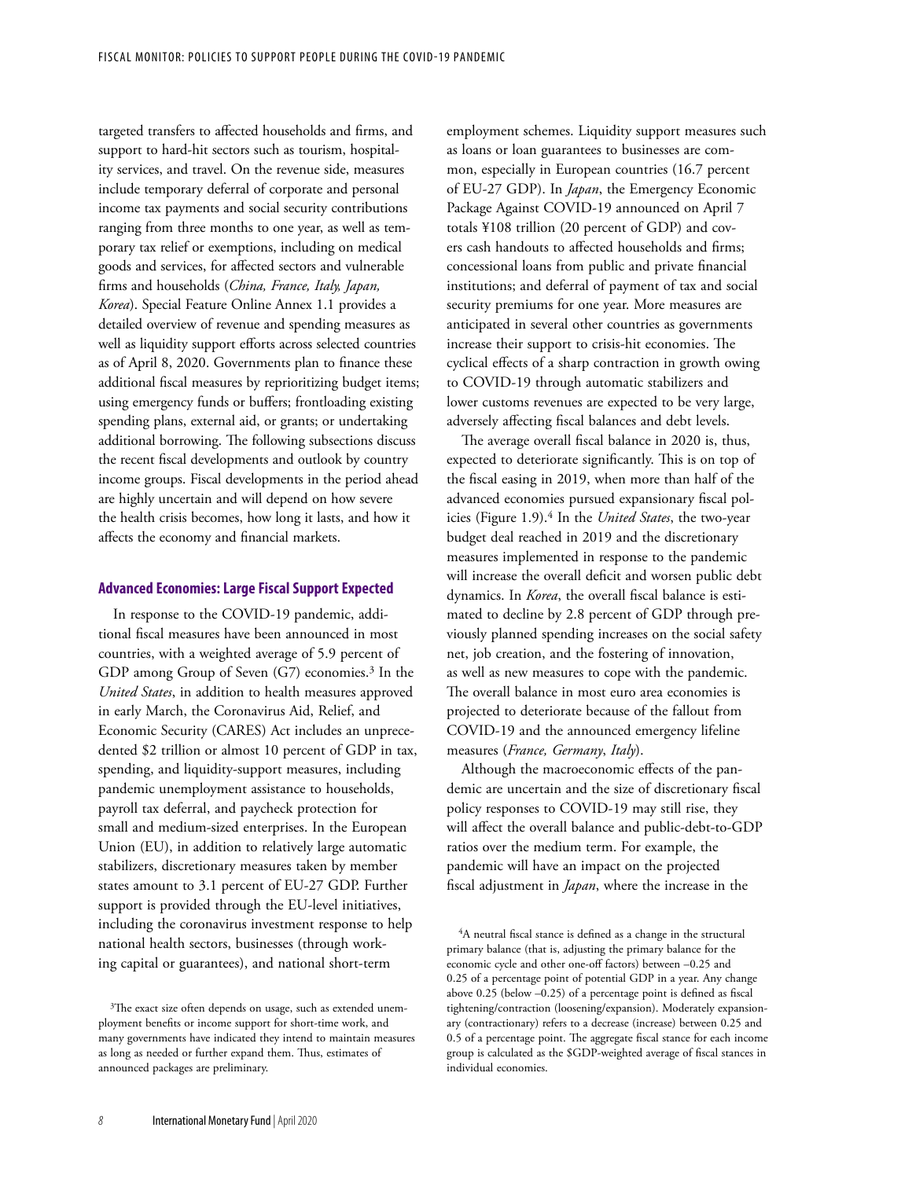targeted transfers to affected households and firms, and support to hard-hit sectors such as tourism, hospitality services, and travel. On the revenue side, measures include temporary deferral of corporate and personal income tax payments and social security contributions ranging from three months to one year, as well as temporary tax relief or exemptions, including on medical goods and services, for affected sectors and vulnerable firms and households (*China, France, Italy, Japan, Korea*). Special Feature Online Annex 1.1 provides a detailed overview of revenue and spending measures as well as liquidity support efforts across selected countries as of April 8, 2020. Governments plan to finance these additional fiscal measures by reprioritizing budget items; using emergency funds or buffers; frontloading existing spending plans, external aid, or grants; or undertaking additional borrowing. The following subsections discuss the recent fiscal developments and outlook by country income groups. Fiscal developments in the period ahead are highly uncertain and will depend on how severe the health crisis becomes, how long it lasts, and how it affects the economy and financial markets.

### Advanced Economies: Large Fiscal Support Expected

In response to the COVID-19 pandemic, additional fiscal measures have been announced in most countries, with a weighted average of 5.9 percent of GDP among Group of Seven (G7) economies.[3] In the *United States*, in addition to health measures approved in early March, the Coronavirus Aid, Relief, and Economic Security (CARES) Act includes an unprecedented $2 trillion or almost 10 percent of GDP in tax, spending, and liquidity-support measures, including pandemic unemployment assistance to households, payroll tax deferral, and paycheck protection for small and medium-sized enterprises. In the European Union (EU), in addition to relatively large automatic stabilizers, discretionary measures taken by member states amount to 3.1 percent of EU-27 GDP. Further support is provided through the EU-level initiatives, including the coronavirus investment response to help national health sectors, businesses (through working capital or guarantees), and national short-term employment schemes. Liquidity support measures such as loans or loan guarantees to businesses are common, especially in European countries (16.7 percent of EU-27 GDP). In *Japan*, the Emergency Economic Package Against COVID-19 announced on April 7 totals ¥108 trillion (20 percent of GDP) and covers cash handouts to affected households and firms; concessional loans from public and private financial institutions; and deferral of payment of tax and social security premiums for one year. More measures are anticipated in several other countries as governments increase their support to crisis-hit economies. The cyclical effects of a sharp contraction in growth owing to COVID-19 through automatic stabilizers and lower customs revenues are expected to be very large, adversely affecting fiscal balances and debt levels.

The average overall fiscal balance in 2020 is, thus, expected to deteriorate significantly. This is on top of the fiscal easing in 2019, when more than half of the advanced economies pursued expansionary fiscal policies (Figure 1.9).[4] In the *United States*, the two-year budget deal reached in 2019 and the discretionary measures implemented in response to the pandemic will increase the overall deficit and worsen public debt dynamics. In *Korea*, the overall fiscal balance is estimated to decline by 2.8 percent of GDP through previously planned spending increases on the social safety net, job creation, and the fostering of innovation, as well as new measures to cope with the pandemic. The overall balance in most euro area economies is projected to deteriorate because of the fallout from COVID-19 and the announced emergency lifeline measures (*France, Germany*, *Italy*).

Although the macroeconomic effects of the pandemic are uncertain and the size of discretionary fiscal policy responses to COVID-19 may still rise, they will affect the overall balance and public-debt-to-GDP ratios over the medium term. For example, the pandemic will have an impact on the projected fiscal adjustment in *Japan*, where the increase in the

[3]The exact size often depends on usage, such as extended unemployment benefits or income support for short-time work, and many governments have indicated they intend to maintain measures as long as needed or further expand them. Thus, estimates of announced packages are preliminary.

[4]A neutral fiscal stance is defined as a change in the structural primary balance (that is, adjusting the primary balance for the economic cycle and other one-off factors) between –0.25 and 0.25 of a percentage point of potential GDP in a year. Any change above 0.25 (below –0.25) of a percentage point is defined as fiscal tightening/contraction (loosening/expansion). Moderately expansionary (contractionary) refers to a decrease (increase) between 0.25 and 0.5 of a percentage point. The aggregate fiscal stance for each income group is calculated as the $GDP-weighted average of fiscal stances in individual economies.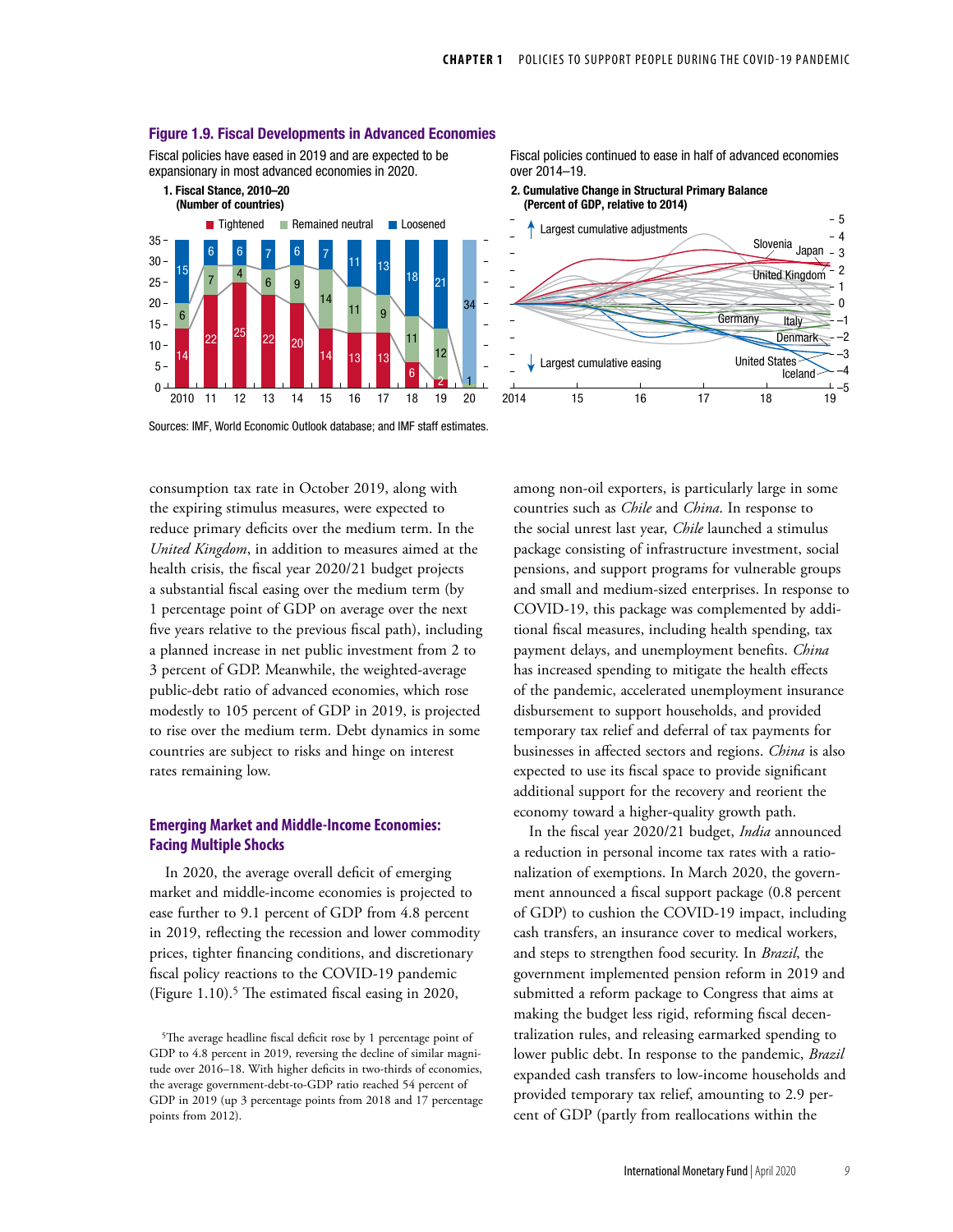**Figure 1.9. Fiscal Developments in Advanced Economies**

Fiscal policies have eased in 2019 and are expected to be expansionary in most advanced economies in 2020.

**1. Fiscal Stance, 2010–20 (Number of countries)**

| Year | Tightened | Remained neutral | Loosened |
|---|---|---|---|
| 2010 | 14 | 6 | 15 |
| 11 | 22 | 7 | 6 |
| 12 | 25 | 4 | 6 |
| 13 | 22 | 6 | 7 |
| 14 | 20 | 9 | 6 |
| 15 | 14 | 14 | 7 |
| 16 | 13 | 11 | 11 |
| 17 | 13 | 9 | 13 |
| 18 | 6 | 11 | 18 |
| 19 | 2 | 12 | 21 |
| 20 | | 1 | 34 |

Fiscal policies continued to ease in half of advanced economies over 2014–19.

**2. Cumulative Change in Structural Primary Balance (Percent of GDP, relative to 2014)**

Largest cumulative adjustments: Slovenia, Japan, United Kingdom

Largest cumulative easing: Germany, Italy, Denmark, United States, Iceland

Sources: IMF, World Economic Outlook database; and IMF staff estimates.

consumption tax rate in October 2019, along with the expiring stimulus measures, were expected to reduce primary deficits over the medium term. In the *United Kingdom*, in addition to measures aimed at the health crisis, the fiscal year 2020/21 budget projects a substantial fiscal easing over the medium term (by 1 percentage point of GDP on average over the next five years relative to the previous fiscal path), including a planned increase in net public investment from 2 to 3 percent of GDP. Meanwhile, the weighted-average public-debt ratio of advanced economies, which rose modestly to 105 percent of GDP in 2019, is projected to rise over the medium term. Debt dynamics in some countries are subject to risks and hinge on interest rates remaining low.

## Emerging Market and Middle-Income Economies: Facing Multiple Shocks

In 2020, the average overall deficit of emerging market and middle-income economies is projected to ease further to 9.1 percent of GDP from 4.8 percent in 2019, reflecting the recession and lower commodity prices, tighter financing conditions, and discretionary fiscal policy reactions to the COVID-19 pandemic (Figure 1.10).[5] The estimated fiscal easing in 2020, among non-oil exporters, is particularly large in some countries such as *Chile* and *China*. In response to the social unrest last year, *Chile* launched a stimulus package consisting of infrastructure investment, social pensions, and support programs for vulnerable groups and small and medium-sized enterprises. In response to COVID-19, this package was complemented by additional fiscal measures, including health spending, tax payment delays, and unemployment benefits. *China* has increased spending to mitigate the health effects of the pandemic, accelerated unemployment insurance disbursement to support households, and provided temporary tax relief and deferral of tax payments for businesses in affected sectors and regions. *China* is also expected to use its fiscal space to provide significant additional support for the recovery and reorient the economy toward a higher-quality growth path.

In the fiscal year 2020/21 budget, *India* announced a reduction in personal income tax rates with a rationalization of exemptions. In March 2020, the government announced a fiscal support package (0.8 percent of GDP) to cushion the COVID-19 impact, including cash transfers, an insurance cover to medical workers, and steps to strengthen food security. In *Brazil*, the government implemented pension reform in 2019 and submitted a reform package to Congress that aims at making the budget less rigid, reforming fiscal decentralization rules, and releasing earmarked spending to lower public debt. In response to the pandemic, *Brazil* expanded cash transfers to low-income households and provided temporary tax relief, amounting to 2.9 percent of GDP (partly from reallocations within the

[5]The average headline fiscal deficit rose by 1 percentage point of GDP to 4.8 percent in 2019, reversing the decline of similar magnitude over 2016–18. With higher deficits in two-thirds of economies, the average government-debt-to-GDP ratio reached 54 percent of GDP in 2019 (up 3 percentage points from 2018 and 17 percentage points from 2012).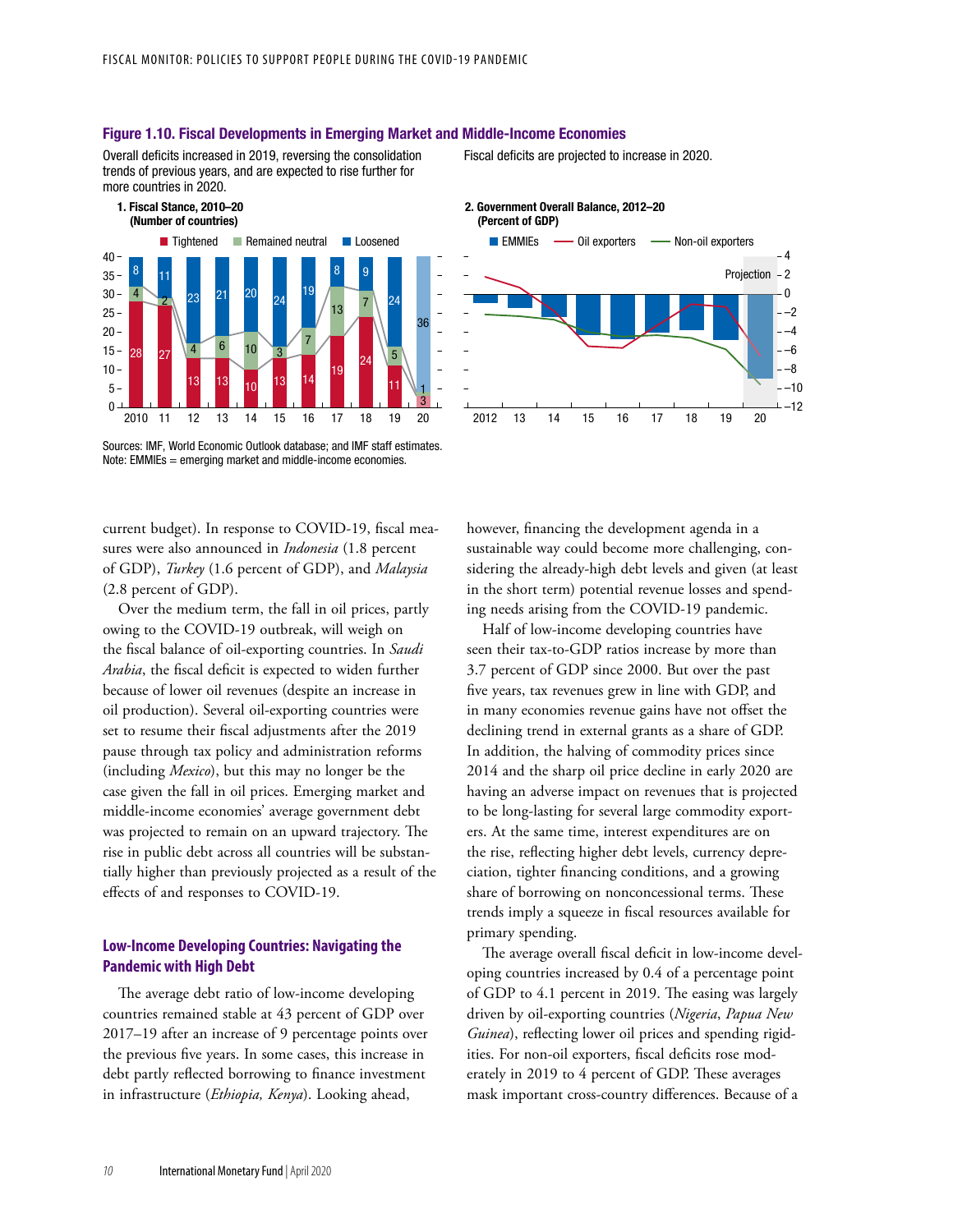**Figure 1.10. Fiscal Developments in Emerging Market and Middle-Income Economies**

Overall deficits increased in 2019, reversing the consolidation trends of previous years, and are expected to rise further for more countries in 2020.

Fiscal deficits are projected to increase in 2020.

**1. Fiscal Stance, 2010–20 (Number of countries)**

| Year | Tightened | Remained neutral | Loosened |
|---|---|---|---|
| 2010 | 28 | 4 | 8 |
| 11 | 27 | 2 | 11 |
| 12 | 13 | 4 | 23 |
| 13 | 13 | 6 | 21 |
| 14 | 10 | 10 | 20 |
| 15 | 13 | 3 | 24 |
| 16 | 14 | 7 | 19 |
| 17 | 19 | 13 | 8 |
| 18 | 24 | 7 | 9 |
| 19 | 11 | 5 | 24 |
| 20 | 3 | 1 | 36 |

**2. Government Overall Balance, 2012–20 (Percent of GDP)**

EMMIEs; Oil exporters; Non-oil exporters; Projection (2020)

Sources: IMF, World Economic Outlook database; and IMF staff estimates.
Note: EMMIEs = emerging market and middle-income economies.

current budget). In response to COVID-19, fiscal measures were also announced in *Indonesia* (1.8 percent of GDP), *Turkey* (1.6 percent of GDP), and *Malaysia* (2.8 percent of GDP).

Over the medium term, the fall in oil prices, partly owing to the COVID-19 outbreak, will weigh on the fiscal balance of oil-exporting countries. In *Saudi Arabia*, the fiscal deficit is expected to widen further because of lower oil revenues (despite an increase in oil production). Several oil-exporting countries were set to resume their fiscal adjustments after the 2019 pause through tax policy and administration reforms (including *Mexico*), but this may no longer be the case given the fall in oil prices. Emerging market and middle-income economies' average government debt was projected to remain on an upward trajectory. The rise in public debt across all countries will be substantially higher than previously projected as a result of the effects of and responses to COVID-19.

## Low-Income Developing Countries: Navigating the Pandemic with High Debt

The average debt ratio of low-income developing countries remained stable at 43 percent of GDP over 2017–19 after an increase of 9 percentage points over the previous five years. In some cases, this increase in debt partly reflected borrowing to finance investment in infrastructure (*Ethiopia, Kenya*). Looking ahead, however, financing the development agenda in a sustainable way could become more challenging, considering the already-high debt levels and given (at least in the short term) potential revenue losses and spending needs arising from the COVID-19 pandemic.

Half of low-income developing countries have seen their tax-to-GDP ratios increase by more than 3.7 percent of GDP since 2000. But over the past five years, tax revenues grew in line with GDP, and in many economies revenue gains have not offset the declining trend in external grants as a share of GDP. In addition, the halving of commodity prices since 2014 and the sharp oil price decline in early 2020 are having an adverse impact on revenues that is projected to be long-lasting for several large commodity exporters. At the same time, interest expenditures are on the rise, reflecting higher debt levels, currency depreciation, tighter financing conditions, and a growing share of borrowing on nonconcessional terms. These trends imply a squeeze in fiscal resources available for primary spending.

The average overall fiscal deficit in low-income developing countries increased by 0.4 of a percentage point of GDP to 4.1 percent in 2019. The easing was largely driven by oil-exporting countries (*Nigeria*, *Papua New Guinea*), reflecting lower oil prices and spending rigidities. For non-oil exporters, fiscal deficits rose moderately in 2019 to 4 percent of GDP. These averages mask important cross-country differences. Because of a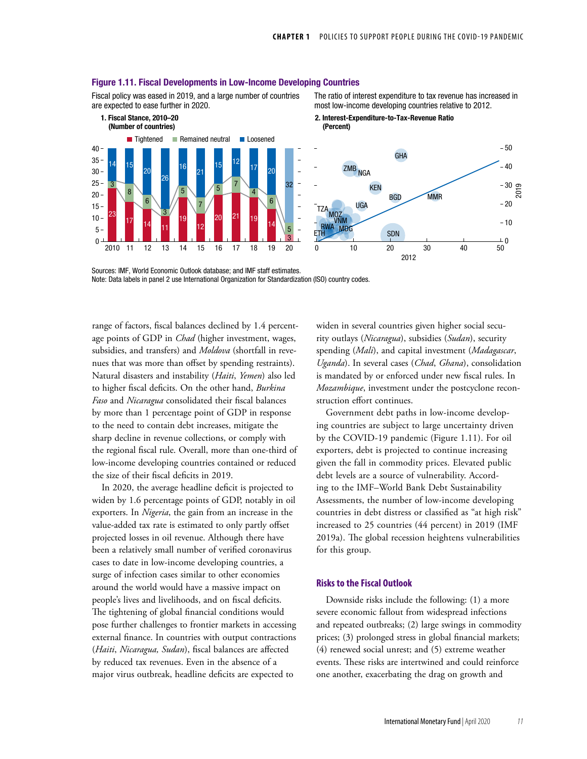**Figure 1.11. Fiscal Developments in Low-Income Developing Countries**

Fiscal policy was eased in 2019, and a large number of countries are expected to ease further in 2020.

1. Fiscal Stance, 2010–20 (Number of countries)

| Year | Tightened | Remained neutral | Loosened |
| --- | --- | --- | --- |
| 2010 | 23 | 3 | 14 |
| 11 | 17 | 8 | 15 |
| 12 | 14 | 6 | 20 |
| 13 | 11 | 3 | 26 |
| 14 | 19 | 5 | 16 |
| 15 | 12 | 7 | 21 |
| 16 | 20 | 5 | 15 |
| 17 | 21 | 7 | 12 |
| 18 | 19 | 4 | 17 |
| 19 | 14 | 6 | 20 |
| 20 | 3 | 5 | 32 |

The ratio of interest expenditure to tax revenue has increased in most low-income developing countries relative to 2012.

2. Interest-Expenditure-to-Tax-Revenue Ratio (Percent)

Sources: IMF, World Economic Outlook database; and IMF staff estimates.
Note: Data labels in panel 2 use International Organization for Standardization (ISO) country codes.

range of factors, fiscal balances declined by 1.4 percentage points of GDP in *Chad* (higher investment, wages, subsidies, and transfers) and *Moldova* (shortfall in revenues that was more than offset by spending restraints). Natural disasters and instability (*Haiti*, *Yemen*) also led to higher fiscal deficits. On the other hand, *Burkina Faso* and *Nicaragua* consolidated their fiscal balances by more than 1 percentage point of GDP in response to the need to contain debt increases, mitigate the sharp decline in revenue collections, or comply with the regional fiscal rule. Overall, more than one-third of low-income developing countries contained or reduced the size of their fiscal deficits in 2019.

In 2020, the average headline deficit is projected to widen by 1.6 percentage points of GDP, notably in oil exporters. In *Nigeria*, the gain from an increase in the value-added tax rate is estimated to only partly offset projected losses in oil revenue. Although there have been a relatively small number of verified coronavirus cases to date in low-income developing countries, a surge of infection cases similar to other economies around the world would have a massive impact on people's lives and livelihoods, and on fiscal deficits. The tightening of global financial conditions would pose further challenges to frontier markets in accessing external finance. In countries with output contractions (*Haiti*, *Nicaragua, Sudan*), fiscal balances are affected by reduced tax revenues. Even in the absence of a major virus outbreak, headline deficits are expected to widen in several countries given higher social security outlays (*Nicaragua*), subsidies (*Sudan*), security spending (*Mali*), and capital investment (*Madagascar*, *Uganda*). In several cases (*Chad*, *Ghana*), consolidation is mandated by or enforced under new fiscal rules. In *Mozambique*, investment under the postcyclone reconstruction effort continues.

Government debt paths in low-income developing countries are subject to large uncertainty driven by the COVID-19 pandemic (Figure 1.11). For oil exporters, debt is projected to continue increasing given the fall in commodity prices. Elevated public debt levels are a source of vulnerability. According to the IMF–World Bank Debt Sustainability Assessments, the number of low-income developing countries in debt distress or classified as "at high risk" increased to 25 countries (44 percent) in 2019 (IMF 2019a). The global recession heightens vulnerabilities for this group.

## Risks to the Fiscal Outlook

Downside risks include the following: (1) a more severe economic fallout from widespread infections and repeated outbreaks; (2) large swings in commodity prices; (3) prolonged stress in global financial markets; (4) renewed social unrest; and (5) extreme weather events. These risks are intertwined and could reinforce one another, exacerbating the drag on growth and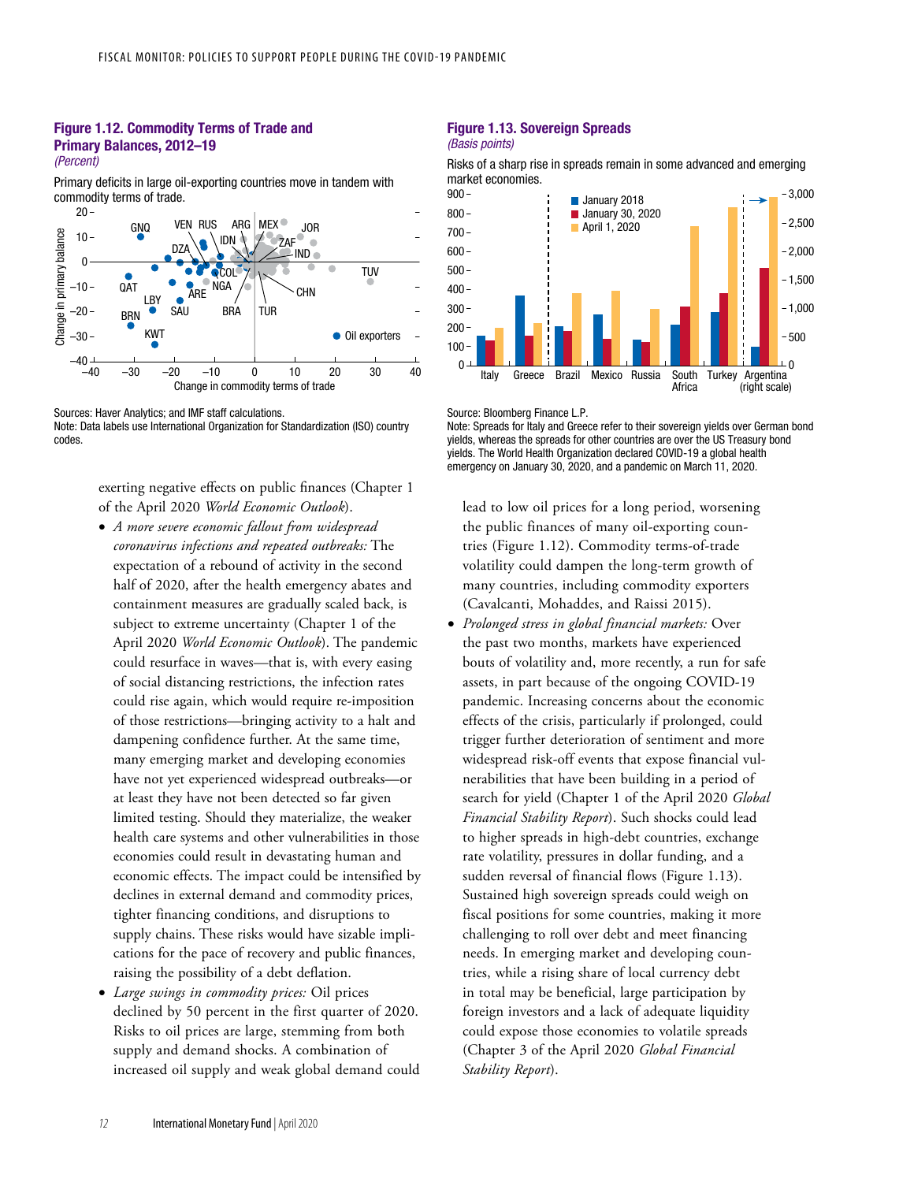**Figure 1.12. Commodity Terms of Trade and Primary Balances, 2012–19**
*(Percent)*

Primary deficits in large oil-exporting countries move in tandem with commodity terms of trade.

Sources: Haver Analytics; and IMF staff calculations.
Note: Data labels use International Organization for Standardization (ISO) country codes.

**Figure 1.13. Sovereign Spreads**
*(Basis points)*

Risks of a sharp rise in spreads remain in some advanced and emerging market economies.

Source: Bloomberg Finance L.P.
Note: Spreads for Italy and Greece refer to their sovereign yields over German bond yields, whereas the spreads for other countries are over the US Treasury bond yields. The World Health Organization declared COVID-19 a global health emergency on January 30, 2020, and a pandemic on March 11, 2020.

exerting negative effects on public finances (Chapter 1 of the April 2020 *World Economic Outlook*).

- *A more severe economic fallout from widespread coronavirus infections and repeated outbreaks:* The expectation of a rebound of activity in the second half of 2020, after the health emergency abates and containment measures are gradually scaled back, is subject to extreme uncertainty (Chapter 1 of the April 2020 *World Economic Outlook*). The pandemic could resurface in waves—that is, with every easing of social distancing restrictions, the infection rates could rise again, which would require re-imposition of those restrictions—bringing activity to a halt and dampening confidence further. At the same time, many emerging market and developing economies have not yet experienced widespread outbreaks—or at least they have not been detected so far given limited testing. Should they materialize, the weaker health care systems and other vulnerabilities in those economies could result in devastating human and economic effects. The impact could be intensified by declines in external demand and commodity prices, tighter financing conditions, and disruptions to supply chains. These risks would have sizable implications for the pace of recovery and public finances, raising the possibility of a debt deflation.
- *Large swings in commodity prices:* Oil prices declined by 50 percent in the first quarter of 2020. Risks to oil prices are large, stemming from both supply and demand shocks. A combination of increased oil supply and weak global demand could lead to low oil prices for a long period, worsening the public finances of many oil-exporting countries (Figure 1.12). Commodity terms-of-trade volatility could dampen the long-term growth of many countries, including commodity exporters (Cavalcanti, Mohaddes, and Raissi 2015).
- *Prolonged stress in global financial markets:* Over the past two months, markets have experienced bouts of volatility and, more recently, a run for safe assets, in part because of the ongoing COVID-19 pandemic. Increasing concerns about the economic effects of the crisis, particularly if prolonged, could trigger further deterioration of sentiment and more widespread risk-off events that expose financial vulnerabilities that have been building in a period of search for yield (Chapter 1 of the April 2020 *Global Financial Stability Report*). Such shocks could lead to higher spreads in high-debt countries, exchange rate volatility, pressures in dollar funding, and a sudden reversal of financial flows (Figure 1.13). Sustained high sovereign spreads could weigh on fiscal positions for some countries, making it more challenging to roll over debt and meet financing needs. In emerging market and developing countries, while a rising share of local currency debt in total may be beneficial, large participation by foreign investors and a lack of adequate liquidity could expose those economies to volatile spreads (Chapter 3 of the April 2020 *Global Financial Stability Report*).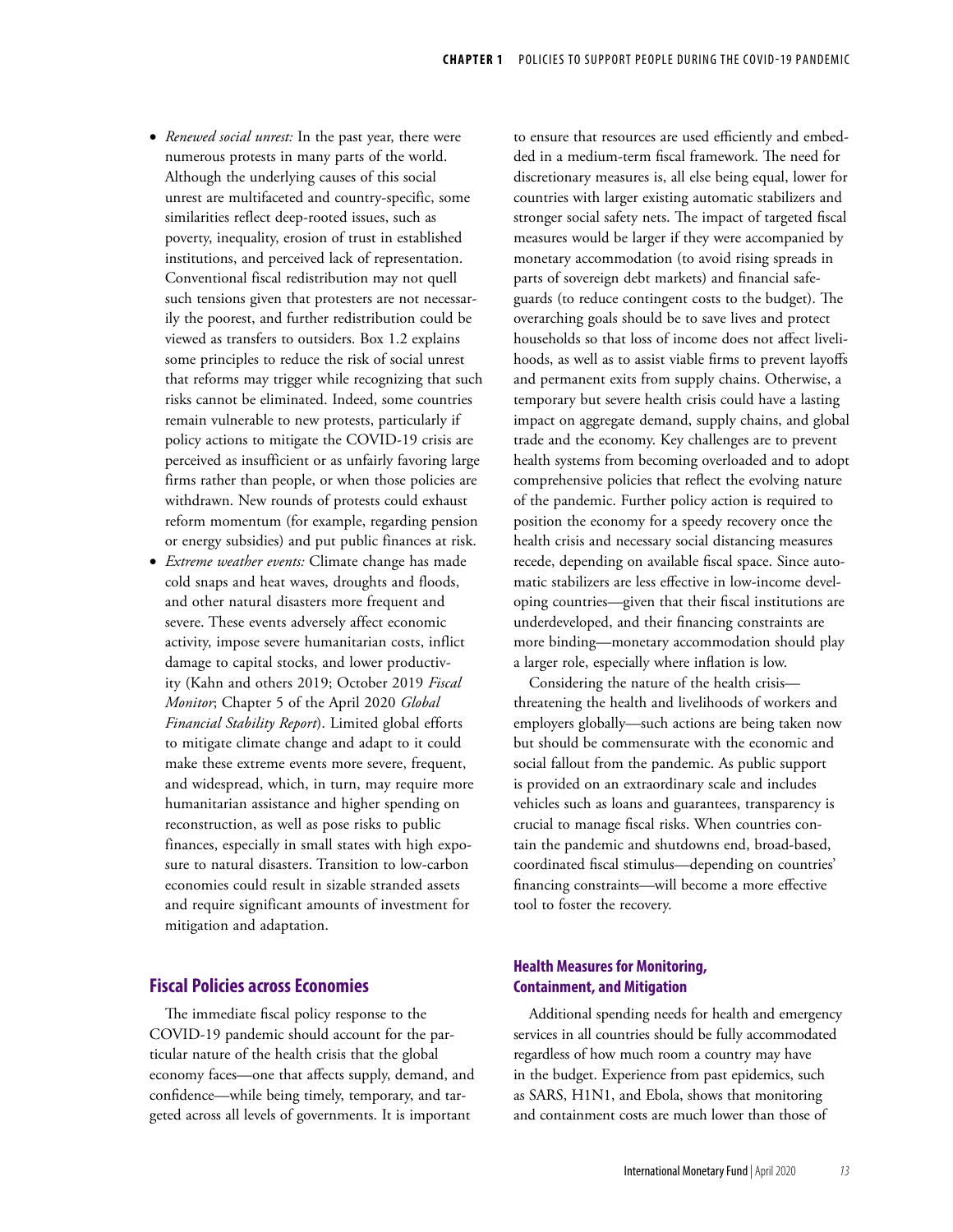- *Renewed social unrest:* In the past year, there were numerous protests in many parts of the world. Although the underlying causes of this social unrest are multifaceted and country-specific, some similarities reflect deep-rooted issues, such as poverty, inequality, erosion of trust in established institutions, and perceived lack of representation. Conventional fiscal redistribution may not quell such tensions given that protesters are not necessarily the poorest, and further redistribution could be viewed as transfers to outsiders. Box 1.2 explains some principles to reduce the risk of social unrest that reforms may trigger while recognizing that such risks cannot be eliminated. Indeed, some countries remain vulnerable to new protests, particularly if policy actions to mitigate the COVID-19 crisis are perceived as insufficient or as unfairly favoring large firms rather than people, or when those policies are withdrawn. New rounds of protests could exhaust reform momentum (for example, regarding pension or energy subsidies) and put public finances at risk.
- *Extreme weather events:* Climate change has made cold snaps and heat waves, droughts and floods, and other natural disasters more frequent and severe. These events adversely affect economic activity, impose severe humanitarian costs, inflict damage to capital stocks, and lower productivity (Kahn and others 2019; October 2019 *Fiscal Monitor*; Chapter 5 of the April 2020 *Global Financial Stability Report*). Limited global efforts to mitigate climate change and adapt to it could make these extreme events more severe, frequent, and widespread, which, in turn, may require more humanitarian assistance and higher spending on reconstruction, as well as pose risks to public finances, especially in small states with high exposure to natural disasters. Transition to low-carbon economies could result in sizable stranded assets and require significant amounts of investment for mitigation and adaptation.

## Fiscal Policies across Economies

The immediate fiscal policy response to the COVID-19 pandemic should account for the particular nature of the health crisis that the global economy faces—one that affects supply, demand, and confidence—while being timely, temporary, and targeted across all levels of governments. It is important to ensure that resources are used efficiently and embedded in a medium-term fiscal framework. The need for discretionary measures is, all else being equal, lower for countries with larger existing automatic stabilizers and stronger social safety nets. The impact of targeted fiscal measures would be larger if they were accompanied by monetary accommodation (to avoid rising spreads in parts of sovereign debt markets) and financial safeguards (to reduce contingent costs to the budget). The overarching goals should be to save lives and protect households so that loss of income does not affect livelihoods, as well as to assist viable firms to prevent layoffs and permanent exits from supply chains. Otherwise, a temporary but severe health crisis could have a lasting impact on aggregate demand, supply chains, and global trade and the economy. Key challenges are to prevent health systems from becoming overloaded and to adopt comprehensive policies that reflect the evolving nature of the pandemic. Further policy action is required to position the economy for a speedy recovery once the health crisis and necessary social distancing measures recede, depending on available fiscal space. Since automatic stabilizers are less effective in low-income developing countries—given that their fiscal institutions are underdeveloped, and their financing constraints are more binding—monetary accommodation should play a larger role, especially where inflation is low.

Considering the nature of the health crisis—threatening the health and livelihoods of workers and employers globally—such actions are being taken now but should be commensurate with the economic and social fallout from the pandemic. As public support is provided on an extraordinary scale and includes vehicles such as loans and guarantees, transparency is crucial to manage fiscal risks. When countries contain the pandemic and shutdowns end, broad-based, coordinated fiscal stimulus—depending on countries' financing constraints—will become a more effective tool to foster the recovery.

### Health Measures for Monitoring, Containment, and Mitigation

Additional spending needs for health and emergency services in all countries should be fully accommodated regardless of how much room a country may have in the budget. Experience from past epidemics, such as SARS, H1N1, and Ebola, shows that monitoring and containment costs are much lower than those of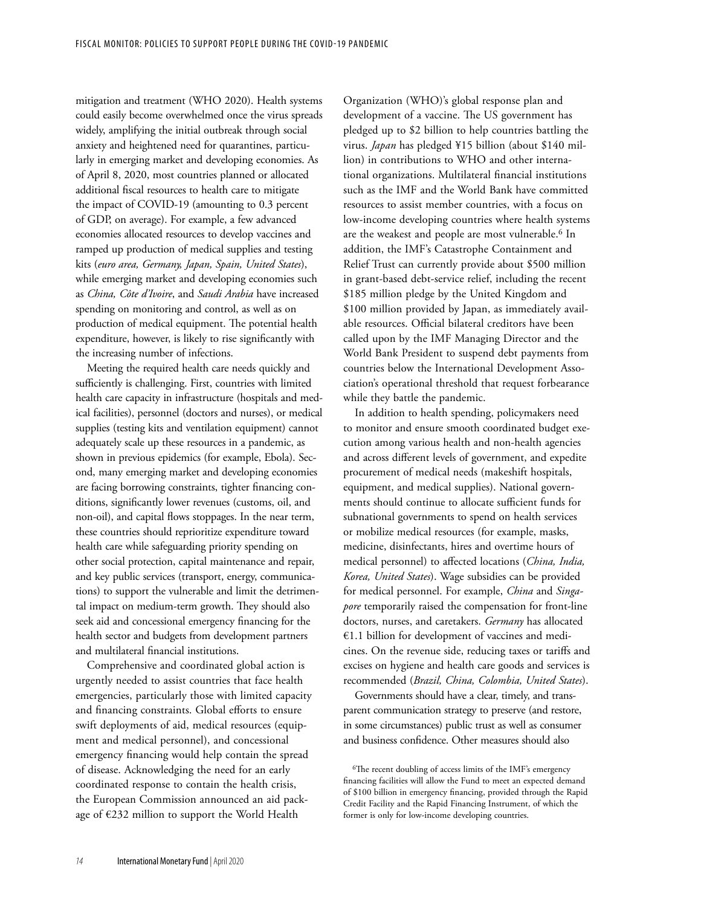mitigation and treatment (WHO 2020). Health systems could easily become overwhelmed once the virus spreads widely, amplifying the initial outbreak through social anxiety and heightened need for quarantines, particularly in emerging market and developing economies. As of April 8, 2020, most countries planned or allocated additional fiscal resources to health care to mitigate the impact of COVID-19 (amounting to 0.3 percent of GDP, on average). For example, a few advanced economies allocated resources to develop vaccines and ramped up production of medical supplies and testing kits (*euro area, Germany, Japan, Spain, United States*), while emerging market and developing economies such as *China, Côte d'Ivoire*, and *Saudi Arabia* have increased spending on monitoring and control, as well as on production of medical equipment. The potential health expenditure, however, is likely to rise significantly with the increasing number of infections.

Meeting the required health care needs quickly and sufficiently is challenging. First, countries with limited health care capacity in infrastructure (hospitals and medical facilities), personnel (doctors and nurses), or medical supplies (testing kits and ventilation equipment) cannot adequately scale up these resources in a pandemic, as shown in previous epidemics (for example, Ebola). Second, many emerging market and developing economies are facing borrowing constraints, tighter financing conditions, significantly lower revenues (customs, oil, and non-oil), and capital flows stoppages. In the near term, these countries should reprioritize expenditure toward health care while safeguarding priority spending on other social protection, capital maintenance and repair, and key public services (transport, energy, communications) to support the vulnerable and limit the detrimental impact on medium-term growth. They should also seek aid and concessional emergency financing for the health sector and budgets from development partners and multilateral financial institutions.

Comprehensive and coordinated global action is urgently needed to assist countries that face health emergencies, particularly those with limited capacity and financing constraints. Global efforts to ensure swift deployments of aid, medical resources (equipment and medical personnel), and concessional emergency financing would help contain the spread of disease. Acknowledging the need for an early coordinated response to contain the health crisis, the European Commission announced an aid package of €232 million to support the World Health Organization (WHO)'s global response plan and development of a vaccine. The US government has pledged up to $2 billion to help countries battling the virus. *Japan* has pledged ¥15 billion (about $140 million) in contributions to WHO and other international organizations. Multilateral financial institutions such as the IMF and the World Bank have committed resources to assist member countries, with a focus on low-income developing countries where health systems are the weakest and people are most vulnerable.[6] In addition, the IMF's Catastrophe Containment and Relief Trust can currently provide about $500 million in grant-based debt-service relief, including the recent $185 million pledge by the United Kingdom and $100 million provided by Japan, as immediately available resources. Official bilateral creditors have been called upon by the IMF Managing Director and the World Bank President to suspend debt payments from countries below the International Development Association's operational threshold that request forbearance while they battle the pandemic.

In addition to health spending, policymakers need to monitor and ensure smooth coordinated budget execution among various health and non-health agencies and across different levels of government, and expedite procurement of medical needs (makeshift hospitals, equipment, and medical supplies). National governments should continue to allocate sufficient funds for subnational governments to spend on health services or mobilize medical resources (for example, masks, medicine, disinfectants, hires and overtime hours of medical personnel) to affected locations (*China, India, Korea, United States*). Wage subsidies can be provided for medical personnel. For example, *China* and *Singapore* temporarily raised the compensation for front-line doctors, nurses, and caretakers. *Germany* has allocated €1.1 billion for development of vaccines and medicines. On the revenue side, reducing taxes or tariffs and excises on hygiene and health care goods and services is recommended (*Brazil, China, Colombia, United States*).

Governments should have a clear, timely, and transparent communication strategy to preserve (and restore, in some circumstances) public trust as well as consumer and business confidence. Other measures should also

[6]The recent doubling of access limits of the IMF's emergency financing facilities will allow the Fund to meet an expected demand of $100 billion in emergency financing, provided through the Rapid Credit Facility and the Rapid Financing Instrument, of which the former is only for low-income developing countries.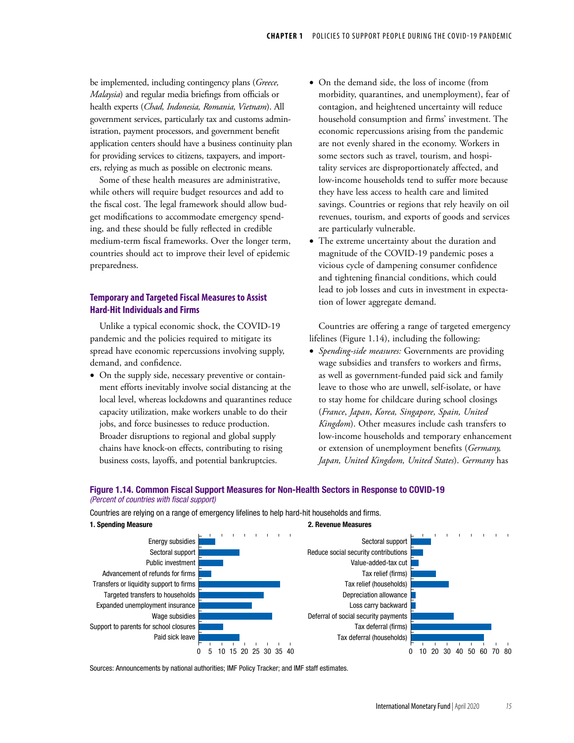be implemented, including contingency plans (*Greece, Malaysia*) and regular media briefings from officials or health experts (*Chad, Indonesia, Romania, Vietnam*). All government services, particularly tax and customs administration, payment processors, and government benefit application centers should have a business continuity plan for providing services to citizens, taxpayers, and importers, relying as much as possible on electronic means.

Some of these health measures are administrative, while others will require budget resources and add to the fiscal cost. The legal framework should allow budget modifications to accommodate emergency spending, and these should be fully reflected in credible medium-term fiscal frameworks. Over the longer term, countries should act to improve their level of epidemic preparedness.

### Temporary and Targeted Fiscal Measures to Assist Hard-Hit Individuals and Firms

Unlike a typical economic shock, the COVID-19 pandemic and the policies required to mitigate its spread have economic repercussions involving supply, demand, and confidence.

- On the supply side, necessary preventive or containment efforts inevitably involve social distancing at the local level, whereas lockdowns and quarantines reduce capacity utilization, make workers unable to do their jobs, and force businesses to reduce production. Broader disruptions to regional and global supply chains have knock-on effects, contributing to rising business costs, layoffs, and potential bankruptcies.
- On the demand side, the loss of income (from morbidity, quarantines, and unemployment), fear of contagion, and heightened uncertainty will reduce household consumption and firms' investment. The economic repercussions arising from the pandemic are not evenly shared in the economy. Workers in some sectors such as travel, tourism, and hospitality services are disproportionately affected, and low-income households tend to suffer more because they have less access to health care and limited savings. Countries or regions that rely heavily on oil revenues, tourism, and exports of goods and services are particularly vulnerable.
- The extreme uncertainty about the duration and magnitude of the COVID-19 pandemic poses a vicious cycle of dampening consumer confidence and tightening financial conditions, which could lead to job losses and cuts in investment in expectation of lower aggregate demand.

Countries are offering a range of targeted emergency lifelines (Figure 1.14), including the following:

- *Spending-side measures:* Governments are providing wage subsidies and transfers to workers and firms, as well as government-funded paid sick and family leave to those who are unwell, self-isolate, or have to stay home for childcare during school closings (*France*, *Japan*, *Korea, Singapore, Spain, United Kingdom*). Other measures include cash transfers to low-income households and temporary enhancement or extension of unemployment benefits (*Germany, Japan, United Kingdom, United States*). *Germany* has

**Figure 1.14. Common Fiscal Support Measures for Non-Health Sectors in Response to COVID-19**
*(Percent of countries with fiscal support)*

Countries are relying on a range of emergency lifelines to help hard-hit households and firms.

**1. Spending Measure**

| Measure | Percent (approx.) |
|---|---|
| Energy subsidies | 7 |
| Sectoral support | 18 |
| Public investment | 11 |
| Advancement of refunds for firms | 5 |
| Transfers or liquidity support to firms | 36 |
| Targeted transfers to households | 29 |
| Expanded unemployment insurance | 23 |
| Wage subsidies | 32 |
| Support to parents for school closures | 11 |
| Paid sick leave | 18 |

**2. Revenue Measures**

| Measure | Percent (approx.) |
|---|---|
| Sectoral support | 16 |
| Reduce social security contributions | 10 |
| Value-added-tax cut | 6 |
| Tax relief (firms) | 20 |
| Tax relief (households) | 31 |
| Depreciation allowance | 4 |
| Loss carry backward | 4 |
| Deferral of social security payments | 35 |
| Tax deferral (firms) | 66 |
| Tax deferral (households) | 60 |

Sources: Announcements by national authorities; IMF Policy Tracker; and IMF staff estimates.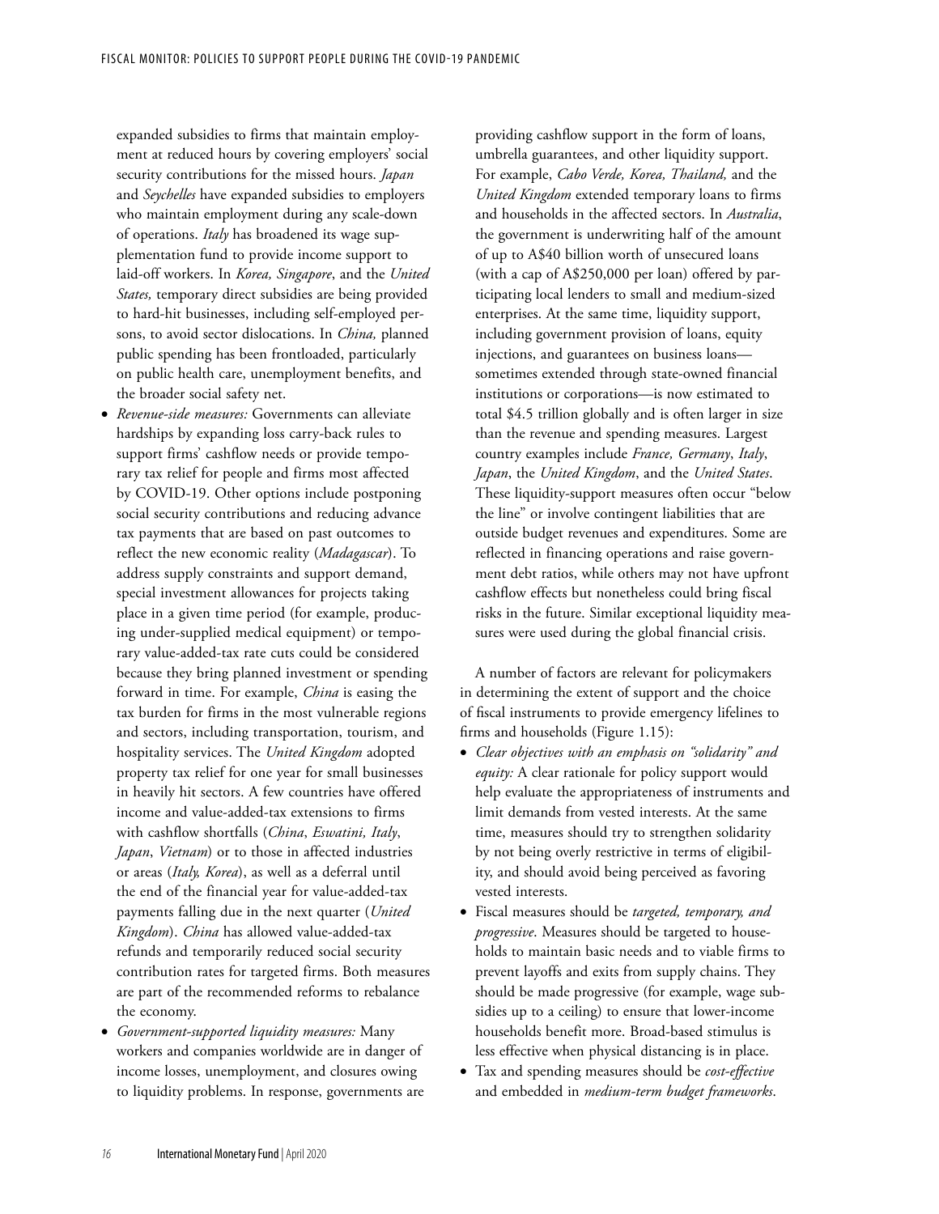expanded subsidies to firms that maintain employment at reduced hours by covering employers' social security contributions for the missed hours. *Japan* and *Seychelles* have expanded subsidies to employers who maintain employment during any scale-down of operations. *Italy* has broadened its wage supplementation fund to provide income support to laid-off workers. In *Korea, Singapore*, and the *United States,* temporary direct subsidies are being provided to hard-hit businesses, including self-employed persons, to avoid sector dislocations. In *China,* planned public spending has been frontloaded, particularly on public health care, unemployment benefits, and the broader social safety net.

- *Revenue-side measures:* Governments can alleviate hardships by expanding loss carry-back rules to support firms' cashflow needs or provide temporary tax relief for people and firms most affected by COVID-19. Other options include postponing social security contributions and reducing advance tax payments that are based on past outcomes to reflect the new economic reality (*Madagascar*). To address supply constraints and support demand, special investment allowances for projects taking place in a given time period (for example, producing under-supplied medical equipment) or temporary value-added-tax rate cuts could be considered because they bring planned investment or spending forward in time. For example, *China* is easing the tax burden for firms in the most vulnerable regions and sectors, including transportation, tourism, and hospitality services. The *United Kingdom* adopted property tax relief for one year for small businesses in heavily hit sectors. A few countries have offered income and value-added-tax extensions to firms with cashflow shortfalls (*China*, *Eswatini, Italy*, *Japan*, *Vietnam*) or to those in affected industries or areas (*Italy, Korea*), as well as a deferral until the end of the financial year for value-added-tax payments falling due in the next quarter (*United Kingdom*). *China* has allowed value-added-tax refunds and temporarily reduced social security contribution rates for targeted firms. Both measures are part of the recommended reforms to rebalance the economy.
- *Government-supported liquidity measures:* Many workers and companies worldwide are in danger of income losses, unemployment, and closures owing to liquidity problems. In response, governments are providing cashflow support in the form of loans, umbrella guarantees, and other liquidity support. For example, *Cabo Verde, Korea, Thailand,* and the *United Kingdom* extended temporary loans to firms and households in the affected sectors. In *Australia*, the government is underwriting half of the amount of up to A$40 billion worth of unsecured loans (with a cap of A$250,000 per loan) offered by participating local lenders to small and medium-sized enterprises. At the same time, liquidity support, including government provision of loans, equity injections, and guarantees on business loans—sometimes extended through state-owned financial institutions or corporations—is now estimated to total $4.5 trillion globally and is often larger in size than the revenue and spending measures. Largest country examples include *France, Germany*, *Italy*, *Japan*, the *United Kingdom*, and the *United States*. These liquidity-support measures often occur "below the line" or involve contingent liabilities that are outside budget revenues and expenditures. Some are reflected in financing operations and raise government debt ratios, while others may not have upfront cashflow effects but nonetheless could bring fiscal risks in the future. Similar exceptional liquidity measures were used during the global financial crisis.

A number of factors are relevant for policymakers in determining the extent of support and the choice of fiscal instruments to provide emergency lifelines to firms and households (Figure 1.15):

- *Clear objectives with an emphasis on "solidarity" and equity:* A clear rationale for policy support would help evaluate the appropriateness of instruments and limit demands from vested interests. At the same time, measures should try to strengthen solidarity by not being overly restrictive in terms of eligibility, and should avoid being perceived as favoring vested interests.
- Fiscal measures should be *targeted, temporary, and progressive*. Measures should be targeted to households to maintain basic needs and to viable firms to prevent layoffs and exits from supply chains. They should be made progressive (for example, wage subsidies up to a ceiling) to ensure that lower-income households benefit more. Broad-based stimulus is less effective when physical distancing is in place.
- Tax and spending measures should be *cost-effective* and embedded in *medium-term budget frameworks*.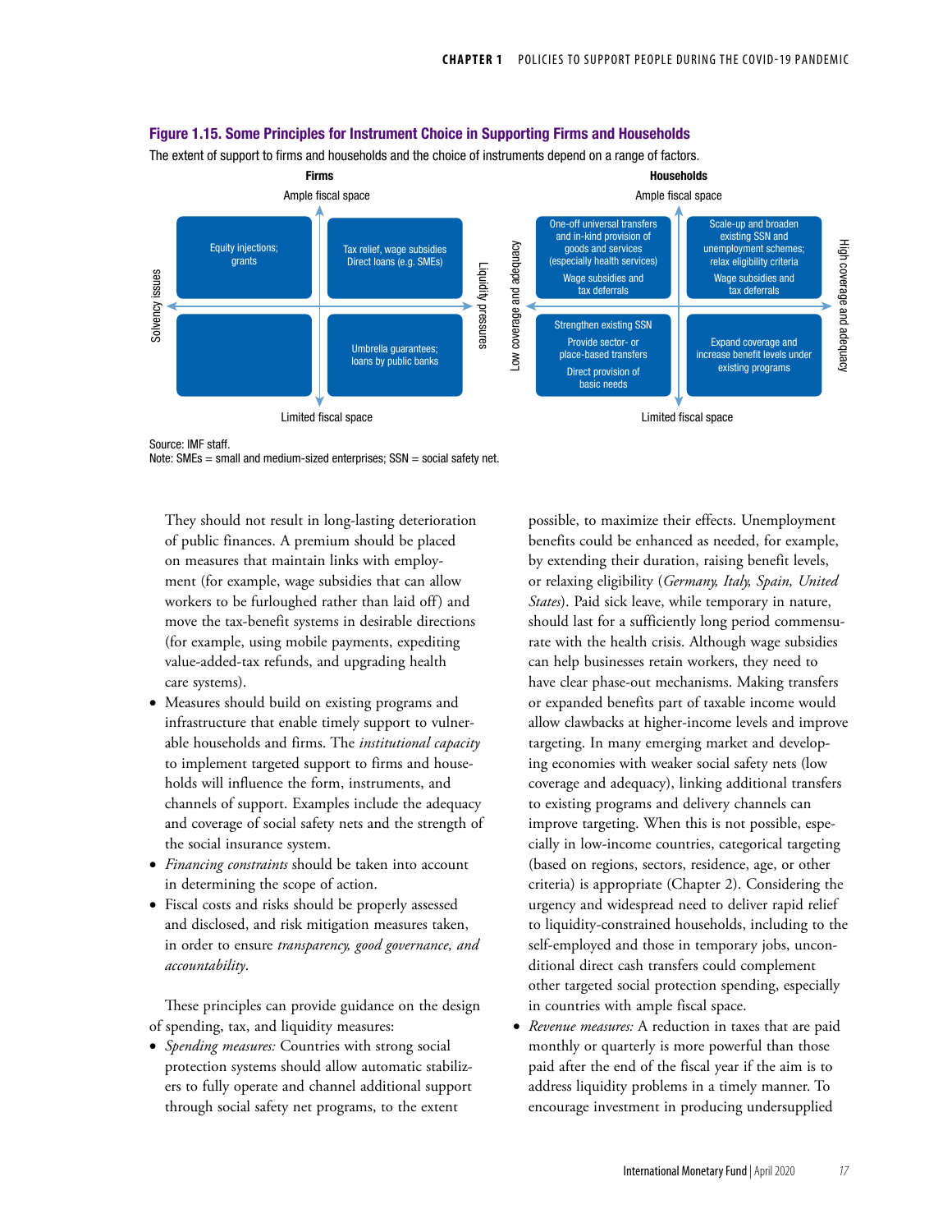### Figure 1.15. Some Principles for Instrument Choice in Supporting Firms and Households

The extent of support to firms and households and the choice of instruments depend on a range of factors.

**Firms**

Ample fiscal space

| Solvency issues | | Liquidity pressures |
|---|---|---|
| Ample fiscal space | Equity injections; grants | Tax relief, wage subsidies Direct loans (e.g. SMEs) |
| Limited fiscal space | | Umbrella guarantees; loans by public banks |

Limited fiscal space

**Households**

Ample fiscal space

| Low coverage and adequacy | | High coverage and adequacy |
|---|---|---|
| Ample fiscal space | One-off universal transfers and in-kind provision of goods and services (especially health services) Wage subsidies and tax deferrals | Scale-up and broaden existing SSN and unemployment schemes; relax eligibility criteria Wage subsidies and tax deferrals |
| Limited fiscal space | Strengthen existing SSN Provide sector- or place-based transfers Direct provision of basic needs | Expand coverage and increase benefit levels under existing programs |

Limited fiscal space

Source: IMF staff.
Note: SMEs = small and medium-sized enterprises; SSN = social safety net.

They should not result in long-lasting deterioration of public finances. A premium should be placed on measures that maintain links with employment (for example, wage subsidies that can allow workers to be furloughed rather than laid off) and move the tax-benefit systems in desirable directions (for example, using mobile payments, expediting value-added-tax refunds, and upgrading health care systems).

- Measures should build on existing programs and infrastructure that enable timely support to vulnerable households and firms. The *institutional capacity* to implement targeted support to firms and households will influence the form, instruments, and channels of support. Examples include the adequacy and coverage of social safety nets and the strength of the social insurance system.
- *Financing constraints* should be taken into account in determining the scope of action.
- Fiscal costs and risks should be properly assessed and disclosed, and risk mitigation measures taken, in order to ensure *transparency, good governance, and accountability*.

These principles can provide guidance on the design of spending, tax, and liquidity measures:

- *Spending measures:* Countries with strong social protection systems should allow automatic stabilizers to fully operate and channel additional support through social safety net programs, to the extent possible, to maximize their effects. Unemployment benefits could be enhanced as needed, for example, by extending their duration, raising benefit levels, or relaxing eligibility (*Germany, Italy, Spain, United States*). Paid sick leave, while temporary in nature, should last for a sufficiently long period commensurate with the health crisis. Although wage subsidies can help businesses retain workers, they need to have clear phase-out mechanisms. Making transfers or expanded benefits part of taxable income would allow clawbacks at higher-income levels and improve targeting. In many emerging market and developing economies with weaker social safety nets (low coverage and adequacy), linking additional transfers to existing programs and delivery channels can improve targeting. When this is not possible, especially in low-income countries, categorical targeting (based on regions, sectors, residence, age, or other criteria) is appropriate (Chapter 2). Considering the urgency and widespread need to deliver rapid relief to liquidity-constrained households, including to the self-employed and those in temporary jobs, unconditional direct cash transfers could complement other targeted social protection spending, especially in countries with ample fiscal space.
- *Revenue measures:* A reduction in taxes that are paid monthly or quarterly is more powerful than those paid after the end of the fiscal year if the aim is to address liquidity problems in a timely manner. To encourage investment in producing undersupplied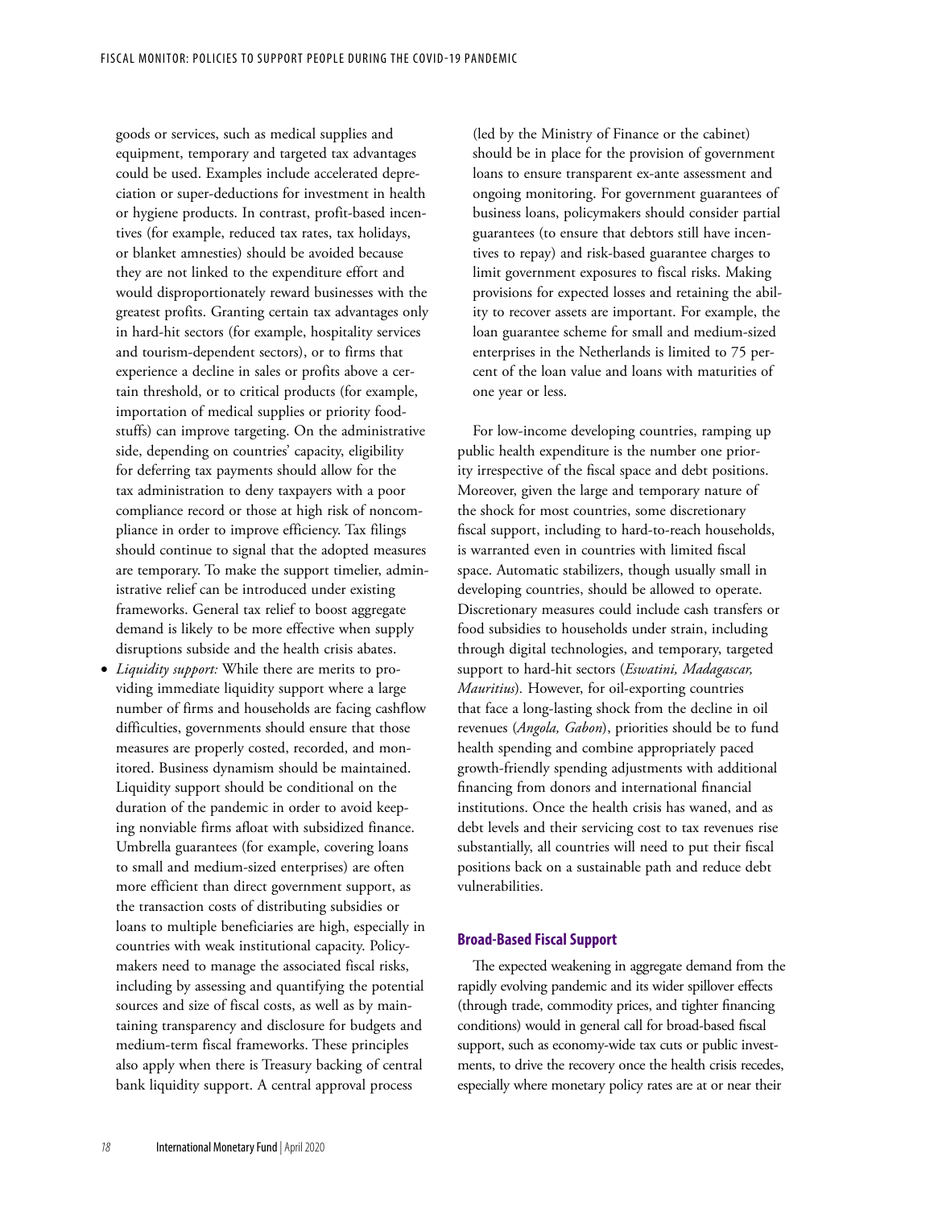goods or services, such as medical supplies and equipment, temporary and targeted tax advantages could be used. Examples include accelerated depreciation or super-deductions for investment in health or hygiene products. In contrast, profit-based incentives (for example, reduced tax rates, tax holidays, or blanket amnesties) should be avoided because they are not linked to the expenditure effort and would disproportionately reward businesses with the greatest profits. Granting certain tax advantages only in hard-hit sectors (for example, hospitality services and tourism-dependent sectors), or to firms that experience a decline in sales or profits above a certain threshold, or to critical products (for example, importation of medical supplies or priority foodstuffs) can improve targeting. On the administrative side, depending on countries' capacity, eligibility for deferring tax payments should allow for the tax administration to deny taxpayers with a poor compliance record or those at high risk of noncompliance in order to improve efficiency. Tax filings should continue to signal that the adopted measures are temporary. To make the support timelier, administrative relief can be introduced under existing frameworks. General tax relief to boost aggregate demand is likely to be more effective when supply disruptions subside and the health crisis abates.

- *Liquidity support:* While there are merits to providing immediate liquidity support where a large number of firms and households are facing cashflow difficulties, governments should ensure that those measures are properly costed, recorded, and monitored. Business dynamism should be maintained. Liquidity support should be conditional on the duration of the pandemic in order to avoid keeping nonviable firms afloat with subsidized finance. Umbrella guarantees (for example, covering loans to small and medium-sized enterprises) are often more efficient than direct government support, as the transaction costs of distributing subsidies or loans to multiple beneficiaries are high, especially in countries with weak institutional capacity. Policymakers need to manage the associated fiscal risks, including by assessing and quantifying the potential sources and size of fiscal costs, as well as by maintaining transparency and disclosure for budgets and medium-term fiscal frameworks. These principles also apply when there is Treasury backing of central bank liquidity support. A central approval process (led by the Ministry of Finance or the cabinet) should be in place for the provision of government loans to ensure transparent ex-ante assessment and ongoing monitoring. For government guarantees of business loans, policymakers should consider partial guarantees (to ensure that debtors still have incentives to repay) and risk-based guarantee charges to limit government exposures to fiscal risks. Making provisions for expected losses and retaining the ability to recover assets are important. For example, the loan guarantee scheme for small and medium-sized enterprises in the Netherlands is limited to 75 percent of the loan value and loans with maturities of one year or less.

For low-income developing countries, ramping up public health expenditure is the number one priority irrespective of the fiscal space and debt positions. Moreover, given the large and temporary nature of the shock for most countries, some discretionary fiscal support, including to hard-to-reach households, is warranted even in countries with limited fiscal space. Automatic stabilizers, though usually small in developing countries, should be allowed to operate. Discretionary measures could include cash transfers or food subsidies to households under strain, including through digital technologies, and temporary, targeted support to hard-hit sectors (*Eswatini, Madagascar, Mauritius*). However, for oil-exporting countries that face a long-lasting shock from the decline in oil revenues (*Angola, Gabon*), priorities should be to fund health spending and combine appropriately paced growth-friendly spending adjustments with additional financing from donors and international financial institutions. Once the health crisis has waned, and as debt levels and their servicing cost to tax revenues rise substantially, all countries will need to put their fiscal positions back on a sustainable path and reduce debt vulnerabilities.

### Broad-Based Fiscal Support

The expected weakening in aggregate demand from the rapidly evolving pandemic and its wider spillover effects (through trade, commodity prices, and tighter financing conditions) would in general call for broad-based fiscal support, such as economy-wide tax cuts or public investments, to drive the recovery once the health crisis recedes, especially where monetary policy rates are at or near their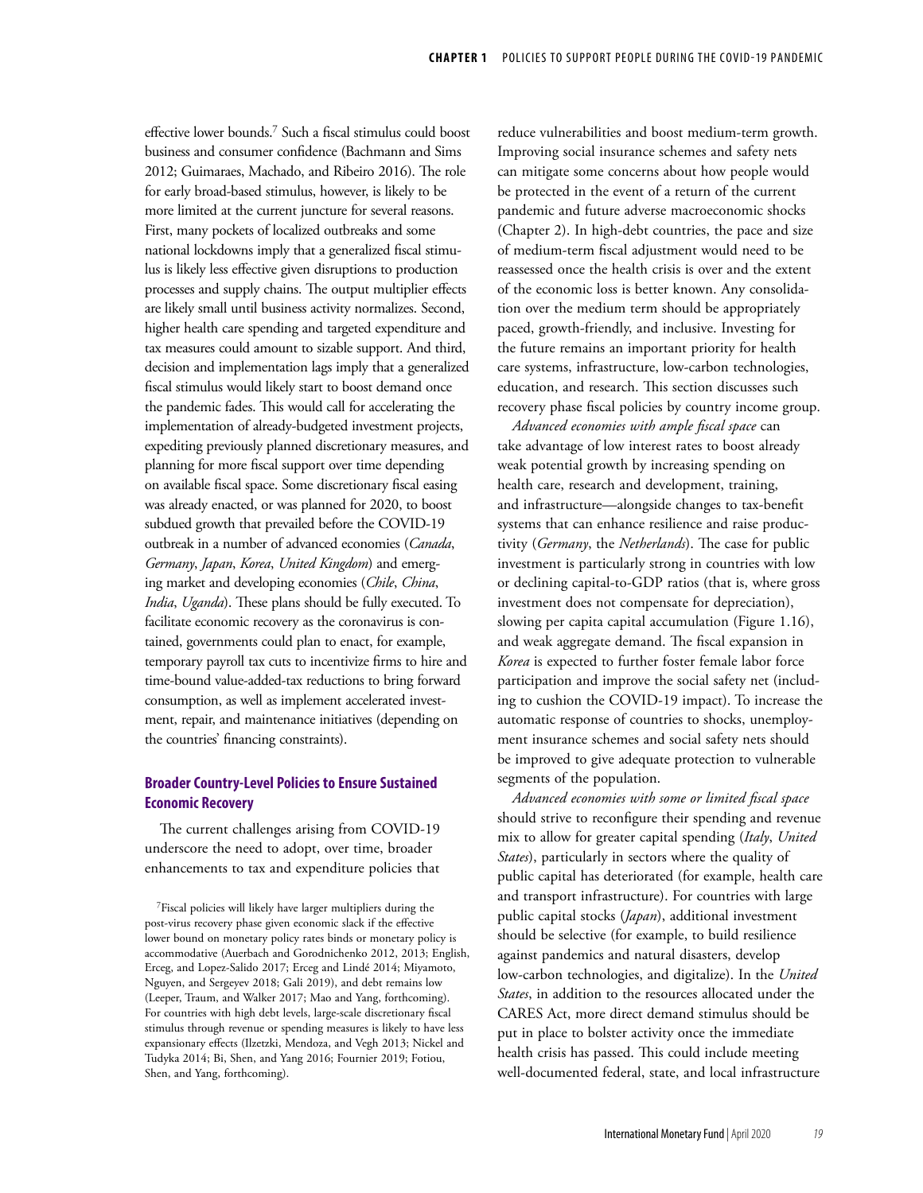effective lower bounds.[7] Such a fiscal stimulus could boost business and consumer confidence (Bachmann and Sims 2012; Guimaraes, Machado, and Ribeiro 2016). The role for early broad-based stimulus, however, is likely to be more limited at the current juncture for several reasons. First, many pockets of localized outbreaks and some national lockdowns imply that a generalized fiscal stimulus is likely less effective given disruptions to production processes and supply chains. The output multiplier effects are likely small until business activity normalizes. Second, higher health care spending and targeted expenditure and tax measures could amount to sizable support. And third, decision and implementation lags imply that a generalized fiscal stimulus would likely start to boost demand once the pandemic fades. This would call for accelerating the implementation of already-budgeted investment projects, expediting previously planned discretionary measures, and planning for more fiscal support over time depending on available fiscal space. Some discretionary fiscal easing was already enacted, or was planned for 2020, to boost subdued growth that prevailed before the COVID-19 outbreak in a number of advanced economies (*Canada*, *Germany*, *Japan*, *Korea*, *United Kingdom*) and emerging market and developing economies (*Chile*, *China*, *India*, *Uganda*). These plans should be fully executed. To facilitate economic recovery as the coronavirus is contained, governments could plan to enact, for example, temporary payroll tax cuts to incentivize firms to hire and time-bound value-added-tax reductions to bring forward consumption, as well as implement accelerated investment, repair, and maintenance initiatives (depending on the countries' financing constraints).

## Broader Country-Level Policies to Ensure Sustained Economic Recovery

The current challenges arising from COVID-19 underscore the need to adopt, over time, broader enhancements to tax and expenditure policies that reduce vulnerabilities and boost medium-term growth. Improving social insurance schemes and safety nets can mitigate some concerns about how people would be protected in the event of a return of the current pandemic and future adverse macroeconomic shocks (Chapter 2). In high-debt countries, the pace and size of medium-term fiscal adjustment would need to be reassessed once the health crisis is over and the extent of the economic loss is better known. Any consolidation over the medium term should be appropriately paced, growth-friendly, and inclusive. Investing for the future remains an important priority for health care systems, infrastructure, low-carbon technologies, education, and research. This section discusses such recovery phase fiscal policies by country income group.

*Advanced economies with ample fiscal space* can take advantage of low interest rates to boost already weak potential growth by increasing spending on health care, research and development, training, and infrastructure—alongside changes to tax-benefit systems that can enhance resilience and raise productivity (*Germany*, the *Netherlands*). The case for public investment is particularly strong in countries with low or declining capital-to-GDP ratios (that is, where gross investment does not compensate for depreciation), slowing per capita capital accumulation (Figure 1.16), and weak aggregate demand. The fiscal expansion in *Korea* is expected to further foster female labor force participation and improve the social safety net (including to cushion the COVID-19 impact). To increase the automatic response of countries to shocks, unemployment insurance schemes and social safety nets should be improved to give adequate protection to vulnerable segments of the population.

*Advanced economies with some or limited fiscal space* should strive to reconfigure their spending and revenue mix to allow for greater capital spending (*Italy*, *United States*), particularly in sectors where the quality of public capital has deteriorated (for example, health care and transport infrastructure). For countries with large public capital stocks (*Japan*), additional investment should be selective (for example, to build resilience against pandemics and natural disasters, develop low-carbon technologies, and digitalize). In the *United States*, in addition to the resources allocated under the CARES Act, more direct demand stimulus should be put in place to bolster activity once the immediate health crisis has passed. This could include meeting well-documented federal, state, and local infrastructure

[7]Fiscal policies will likely have larger multipliers during the post-virus recovery phase given economic slack if the effective lower bound on monetary policy rates binds or monetary policy is accommodative (Auerbach and Gorodnichenko 2012, 2013; English, Erceg, and Lopez-Salido 2017; Erceg and Lindé 2014; Miyamoto, Nguyen, and Sergeyev 2018; Gali 2019), and debt remains low (Leeper, Traum, and Walker 2017; Mao and Yang, forthcoming). For countries with high debt levels, large-scale discretionary fiscal stimulus through revenue or spending measures is likely to have less expansionary effects (Ilzetzki, Mendoza, and Vegh 2013; Nickel and Tudyka 2014; Bi, Shen, and Yang 2016; Fournier 2019; Fotiou, Shen, and Yang, forthcoming).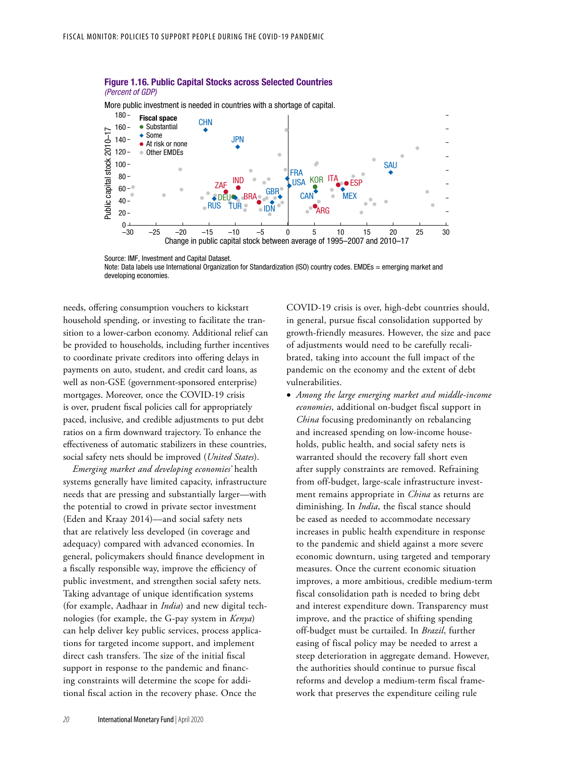**Figure 1.16. Public Capital Stocks across Selected Countries**
*(Percent of GDP)*

More public investment is needed in countries with a shortage of capital.

Source: IMF, Investment and Capital Dataset.
Note: Data labels use International Organization for Standardization (ISO) country codes. EMDEs = emerging market and developing economies.

needs, offering consumption vouchers to kickstart household spending, or investing to facilitate the transition to a lower-carbon economy. Additional relief can be provided to households, including further incentives to coordinate private creditors into offering delays in payments on auto, student, and credit card loans, as well as non-GSE (government-sponsored enterprise) mortgages. Moreover, once the COVID-19 crisis is over, prudent fiscal policies call for appropriately paced, inclusive, and credible adjustments to put debt ratios on a firm downward trajectory. To enhance the effectiveness of automatic stabilizers in these countries, social safety nets should be improved (*United States*).

*Emerging market and developing economies'* health systems generally have limited capacity, infrastructure needs that are pressing and substantially larger—with the potential to crowd in private sector investment (Eden and Kraay 2014)—and social safety nets that are relatively less developed (in coverage and adequacy) compared with advanced economies. In general, policymakers should finance development in a fiscally responsible way, improve the efficiency of public investment, and strengthen social safety nets. Taking advantage of unique identification systems (for example, Aadhaar in *India*) and new digital technologies (for example, the G-pay system in *Kenya*) can help deliver key public services, process applications for targeted income support, and implement direct cash transfers. The size of the initial fiscal support in response to the pandemic and financing constraints will determine the scope for additional fiscal action in the recovery phase. Once the COVID-19 crisis is over, high-debt countries should, in general, pursue fiscal consolidation supported by growth-friendly measures. However, the size and pace of adjustments would need to be carefully recalibrated, taking into account the full impact of the pandemic on the economy and the extent of debt vulnerabilities.

- *Among the large emerging market and middle-income economies*, additional on-budget fiscal support in *China* focusing predominantly on rebalancing and increased spending on low-income households, public health, and social safety nets is warranted should the recovery fall short even after supply constraints are removed. Refraining from off-budget, large-scale infrastructure investment remains appropriate in *China* as returns are diminishing. In *India*, the fiscal stance should be eased as needed to accommodate necessary increases in public health expenditure in response to the pandemic and shield against a more severe economic downturn, using targeted and temporary measures. Once the current economic situation improves, a more ambitious, credible medium-term fiscal consolidation path is needed to bring debt and interest expenditure down. Transparency must improve, and the practice of shifting spending off-budget must be curtailed. In *Brazil*, further easing of fiscal policy may be needed to arrest a steep deterioration in aggregate demand. However, the authorities should continue to pursue fiscal reforms and develop a medium-term fiscal framework that preserves the expenditure ceiling rule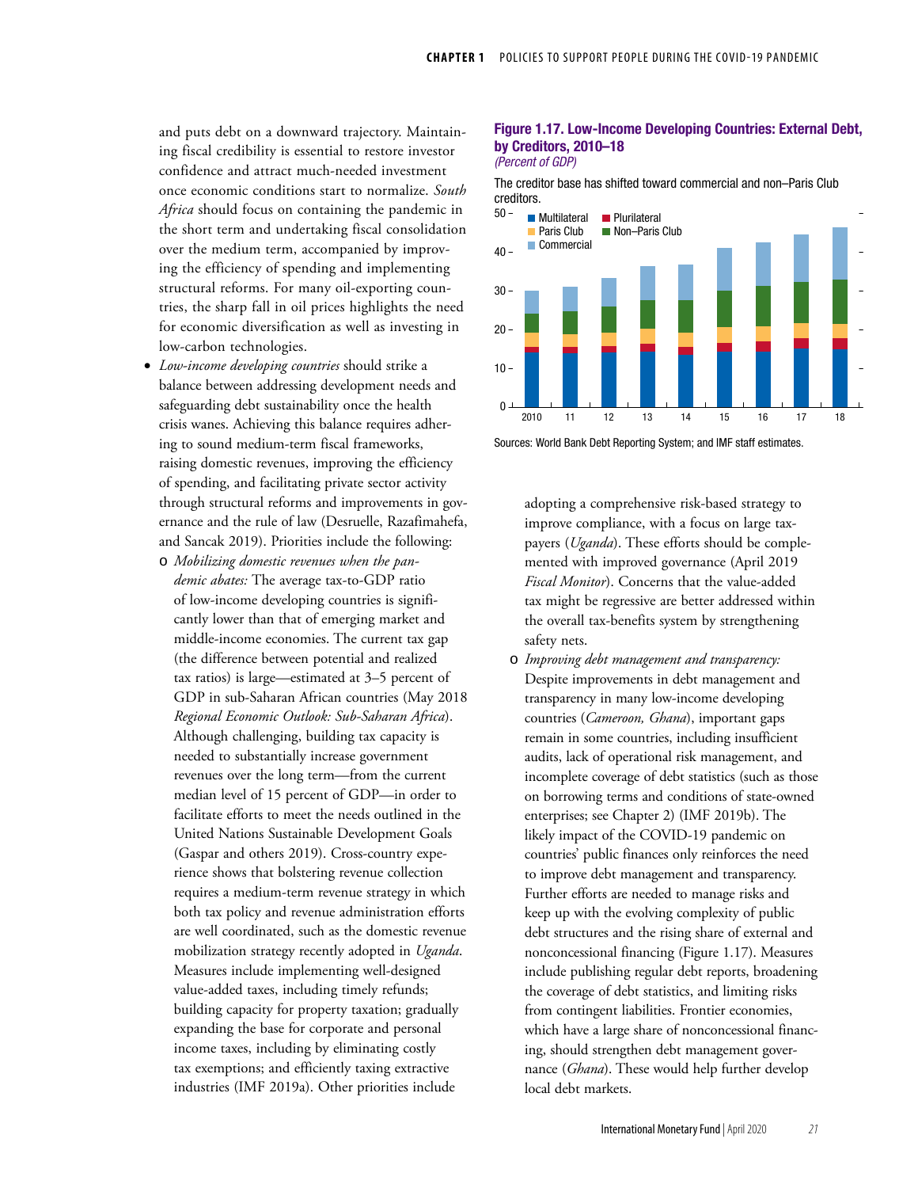and puts debt on a downward trajectory. Maintaining fiscal credibility is essential to restore investor confidence and attract much-needed investment once economic conditions start to normalize. *South Africa* should focus on containing the pandemic in the short term and undertaking fiscal consolidation over the medium term, accompanied by improving the efficiency of spending and implementing structural reforms. For many oil-exporting countries, the sharp fall in oil prices highlights the need for economic diversification as well as investing in low-carbon technologies.

- *Low-income developing countries* should strike a balance between addressing development needs and safeguarding debt sustainability once the health crisis wanes. Achieving this balance requires adhering to sound medium-term fiscal frameworks, raising domestic revenues, improving the efficiency of spending, and facilitating private sector activity through structural reforms and improvements in governance and the rule of law (Desruelle, Razafimahefa, and Sancak 2019). Priorities include the following:
  - *Mobilizing domestic revenues when the pandemic abates:* The average tax-to-GDP ratio of low-income developing countries is significantly lower than that of emerging market and middle-income economies. The current tax gap (the difference between potential and realized tax ratios) is large—estimated at 3–5 percent of GDP in sub-Saharan African countries (May 2018 *Regional Economic Outlook: Sub-Saharan Africa*). Although challenging, building tax capacity is needed to substantially increase government revenues over the long term—from the current median level of 15 percent of GDP—in order to facilitate efforts to meet the needs outlined in the United Nations Sustainable Development Goals (Gaspar and others 2019). Cross-country experience shows that bolstering revenue collection requires a medium-term revenue strategy in which both tax policy and revenue administration efforts are well coordinated, such as the domestic revenue mobilization strategy recently adopted in *Uganda*. Measures include implementing well-designed value-added taxes, including timely refunds; building capacity for property taxation; gradually expanding the base for corporate and personal income taxes, including by eliminating costly tax exemptions; and efficiently taxing extractive industries (IMF 2019a). Other priorities include adopting a comprehensive risk-based strategy to improve compliance, with a focus on large taxpayers (*Uganda*). These efforts should be complemented with improved governance (April 2019 *Fiscal Monitor*). Concerns that the value-added tax might be regressive are better addressed within the overall tax-benefits system by strengthening safety nets.
  - *Improving debt management and transparency:* Despite improvements in debt management and transparency in many low-income developing countries (*Cameroon, Ghana*), important gaps remain in some countries, including insufficient audits, lack of operational risk management, and incomplete coverage of debt statistics (such as those on borrowing terms and conditions of state-owned enterprises; see Chapter 2) (IMF 2019b). The likely impact of the COVID-19 pandemic on countries' public finances only reinforces the need to improve debt management and transparency. Further efforts are needed to manage risks and keep up with the evolving complexity of public debt structures and the rising share of external and nonconcessional financing (Figure 1.17). Measures include publishing regular debt reports, broadening the coverage of debt statistics, and limiting risks from contingent liabilities. Frontier economies, which have a large share of nonconcessional financing, should strengthen debt management governance (*Ghana*). These would help further develop local debt markets.

**Figure 1.17. Low-Income Developing Countries: External Debt, by Creditors, 2010–18**
*(Percent of GDP)*

The creditor base has shifted toward commercial and non–Paris Club creditors.

Sources: World Bank Debt Reporting System; and IMF staff estimates.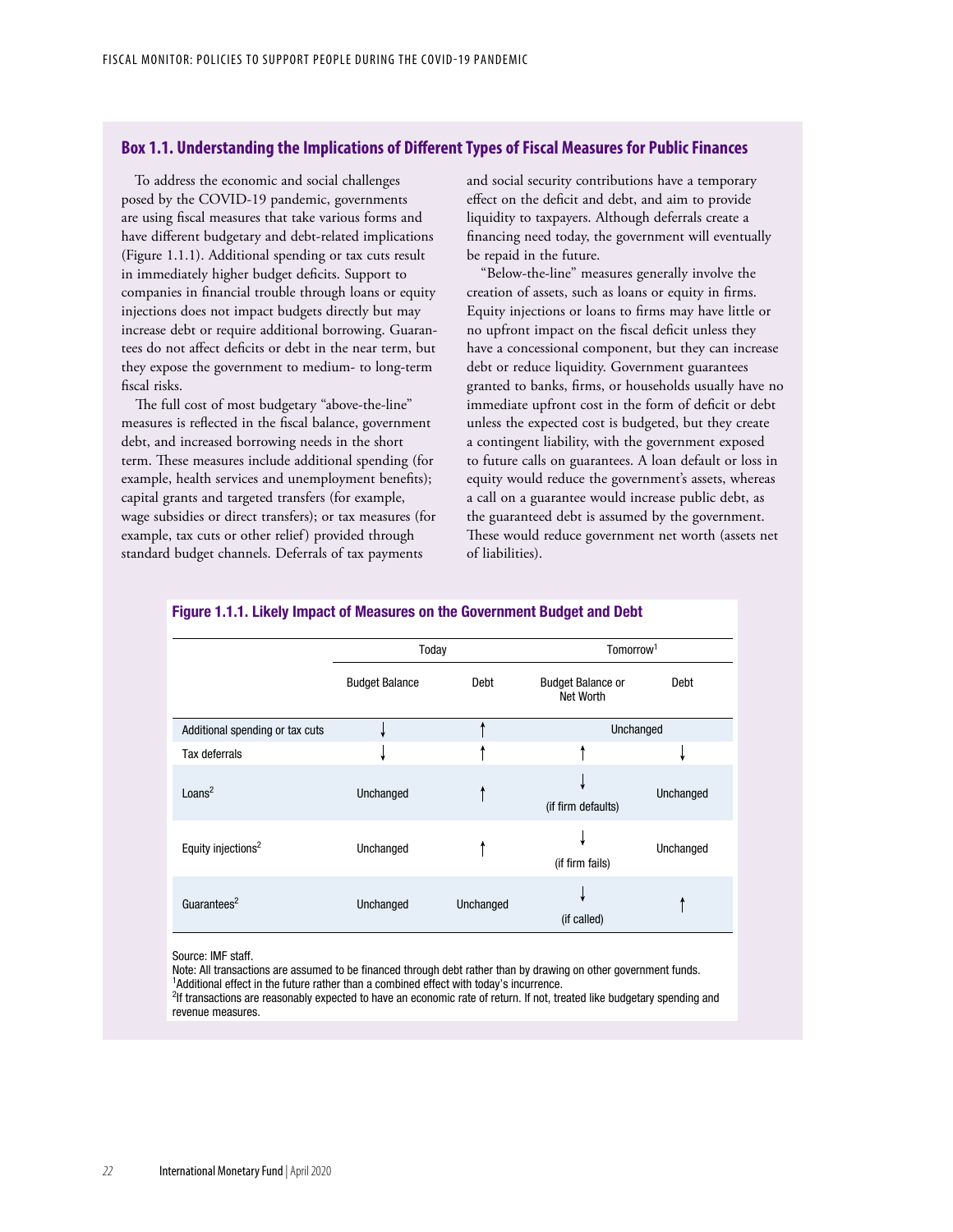## Box 1.1. Understanding the Implications of Different Types of Fiscal Measures for Public Finances

To address the economic and social challenges posed by the COVID-19 pandemic, governments are using fiscal measures that take various forms and have different budgetary and debt-related implications (Figure 1.1.1). Additional spending or tax cuts result in immediately higher budget deficits. Support to companies in financial trouble through loans or equity injections does not impact budgets directly but may increase debt or require additional borrowing. Guarantees do not affect deficits or debt in the near term, but they expose the government to medium- to long-term fiscal risks.

The full cost of most budgetary "above-the-line" measures is reflected in the fiscal balance, government debt, and increased borrowing needs in the short term. These measures include additional spending (for example, health services and unemployment benefits); capital grants and targeted transfers (for example, wage subsidies or direct transfers); or tax measures (for example, tax cuts or other relief) provided through standard budget channels. Deferrals of tax payments and social security contributions have a temporary effect on the deficit and debt, and aim to provide liquidity to taxpayers. Although deferrals create a financing need today, the government will eventually be repaid in the future.

"Below-the-line" measures generally involve the creation of assets, such as loans or equity in firms. Equity injections or loans to firms may have little or no upfront impact on the fiscal deficit unless they have a concessional component, but they can increase debt or reduce liquidity. Government guarantees granted to banks, firms, or households usually have no immediate upfront cost in the form of deficit or debt unless the expected cost is budgeted, but they create a contingent liability, with the government exposed to future calls on guarantees. A loan default or loss in equity would reduce the government's assets, whereas a call on a guarantee would increase public debt, as the guaranteed debt is assumed by the government. These would reduce government net worth (assets net of liabilities).

**Figure 1.1.1. Likely Impact of Measures on the Government Budget and Debt**

| | Today | | Tomorrow[1] | |
|---|---|---|---|---|
| | Budget Balance | Debt | Budget Balance or Net Worth | Debt |
| Additional spending or tax cuts | ↓ | ↑ | Unchanged | Unchanged |
| Tax deferrals | ↓ | ↑ | ↑ | ↓ |
| Loans[2] | Unchanged | ↑ | ↓ (if firm defaults) | Unchanged |
| Equity injections[2] | Unchanged | ↑ | ↓ (if firm fails) | Unchanged |
| Guarantees[2] | Unchanged | Unchanged | ↓ (if called) | ↑ |

Source: IMF staff.
Note: All transactions are assumed to be financed through debt rather than by drawing on other government funds.
[1]Additional effect in the future rather than a combined effect with today's incurrence.
[2]If transactions are reasonably expected to have an economic rate of return. If not, treated like budgetary spending and revenue measures.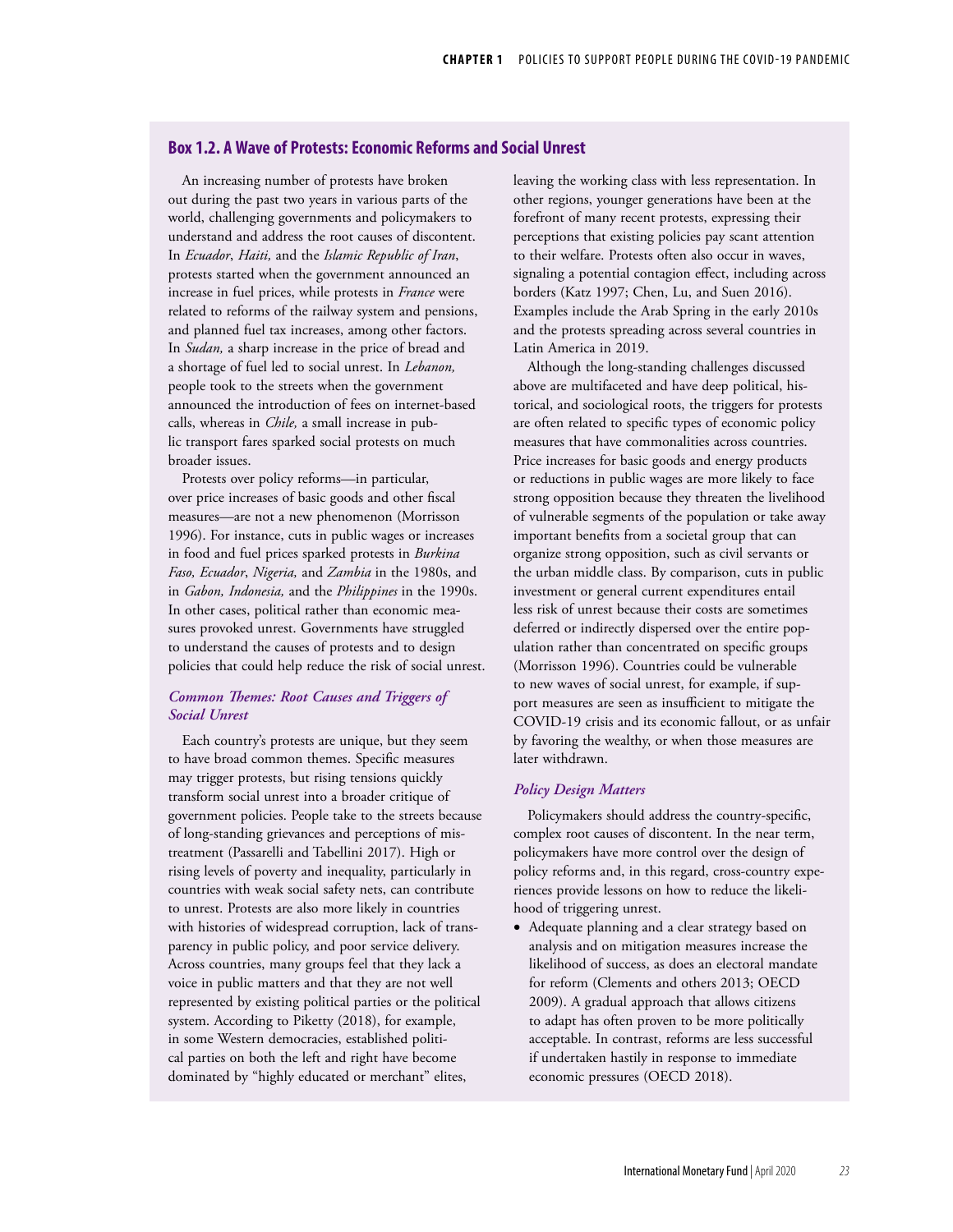## Box 1.2. A Wave of Protests: Economic Reforms and Social Unrest

An increasing number of protests have broken out during the past two years in various parts of the world, challenging governments and policymakers to understand and address the root causes of discontent. In *Ecuador*, *Haiti,* and the *Islamic Republic of Iran*, protests started when the government announced an increase in fuel prices, while protests in *France* were related to reforms of the railway system and pensions, and planned fuel tax increases, among other factors. In *Sudan,* a sharp increase in the price of bread and a shortage of fuel led to social unrest. In *Lebanon,* people took to the streets when the government announced the introduction of fees on internet-based calls, whereas in *Chile,* a small increase in public transport fares sparked social protests on much broader issues.

Protests over policy reforms—in particular, over price increases of basic goods and other fiscal measures—are not a new phenomenon (Morrisson 1996). For instance, cuts in public wages or increases in food and fuel prices sparked protests in *Burkina Faso, Ecuador*, *Nigeria,* and *Zambia* in the 1980s, and in *Gabon, Indonesia,* and the *Philippines* in the 1990s. In other cases, political rather than economic measures provoked unrest. Governments have struggled to understand the causes of protests and to design policies that could help reduce the risk of social unrest.

### *Common Themes: Root Causes and Triggers of Social Unrest*

Each country's protests are unique, but they seem to have broad common themes. Specific measures may trigger protests, but rising tensions quickly transform social unrest into a broader critique of government policies. People take to the streets because of long-standing grievances and perceptions of mistreatment (Passarelli and Tabellini 2017). High or rising levels of poverty and inequality, particularly in countries with weak social safety nets, can contribute to unrest. Protests are also more likely in countries with histories of widespread corruption, lack of transparency in public policy, and poor service delivery. Across countries, many groups feel that they lack a voice in public matters and that they are not well represented by existing political parties or the political system. According to Piketty (2018), for example, in some Western democracies, established political parties on both the left and right have become dominated by "highly educated or merchant" elites, leaving the working class with less representation. In other regions, younger generations have been at the forefront of many recent protests, expressing their perceptions that existing policies pay scant attention to their welfare. Protests often also occur in waves, signaling a potential contagion effect, including across borders (Katz 1997; Chen, Lu, and Suen 2016). Examples include the Arab Spring in the early 2010s and the protests spreading across several countries in Latin America in 2019.

Although the long-standing challenges discussed above are multifaceted and have deep political, historical, and sociological roots, the triggers for protests are often related to specific types of economic policy measures that have commonalities across countries. Price increases for basic goods and energy products or reductions in public wages are more likely to face strong opposition because they threaten the livelihood of vulnerable segments of the population or take away important benefits from a societal group that can organize strong opposition, such as civil servants or the urban middle class. By comparison, cuts in public investment or general current expenditures entail less risk of unrest because their costs are sometimes deferred or indirectly dispersed over the entire population rather than concentrated on specific groups (Morrisson 1996). Countries could be vulnerable to new waves of social unrest, for example, if support measures are seen as insufficient to mitigate the COVID-19 crisis and its economic fallout, or as unfair by favoring the wealthy, or when those measures are later withdrawn.

### *Policy Design Matters*

Policymakers should address the country-specific, complex root causes of discontent. In the near term, policymakers have more control over the design of policy reforms and, in this regard, cross-country experiences provide lessons on how to reduce the likelihood of triggering unrest.

- Adequate planning and a clear strategy based on analysis and on mitigation measures increase the likelihood of success, as does an electoral mandate for reform (Clements and others 2013; OECD 2009). A gradual approach that allows citizens to adapt has often proven to be more politically acceptable. In contrast, reforms are less successful if undertaken hastily in response to immediate economic pressures (OECD 2018).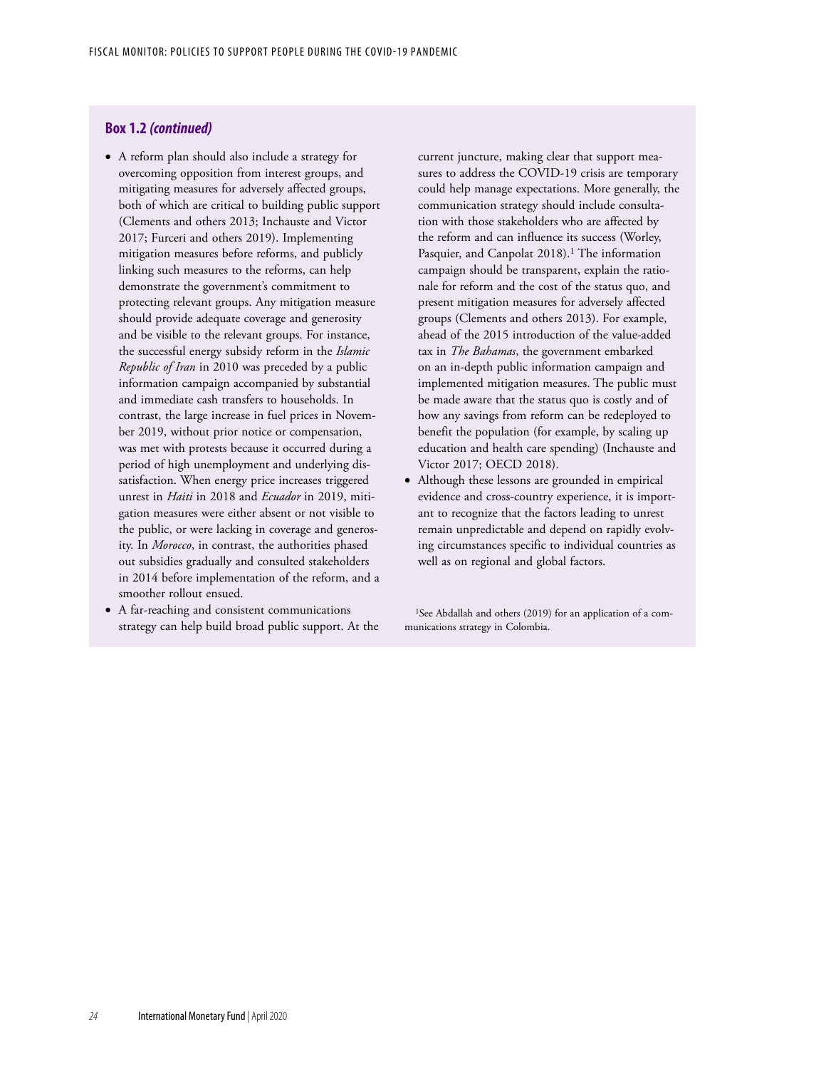## Box 1.2 *(continued)*

- A reform plan should also include a strategy for overcoming opposition from interest groups, and mitigating measures for adversely affected groups, both of which are critical to building public support (Clements and others 2013; Inchauste and Victor 2017; Furceri and others 2019). Implementing mitigation measures before reforms, and publicly linking such measures to the reforms, can help demonstrate the government's commitment to protecting relevant groups. Any mitigation measure should provide adequate coverage and generosity and be visible to the relevant groups. For instance, the successful energy subsidy reform in the *Islamic Republic of Iran* in 2010 was preceded by a public information campaign accompanied by substantial and immediate cash transfers to households. In contrast, the large increase in fuel prices in November 2019, without prior notice or compensation, was met with protests because it occurred during a period of high unemployment and underlying dissatisfaction. When energy price increases triggered unrest in *Haiti* in 2018 and *Ecuador* in 2019, mitigation measures were either absent or not visible to the public, or were lacking in coverage and generosity. In *Morocco*, in contrast, the authorities phased out subsidies gradually and consulted stakeholders in 2014 before implementation of the reform, and a smoother rollout ensued.
- A far-reaching and consistent communications strategy can help build broad public support. At the current juncture, making clear that support measures to address the COVID-19 crisis are temporary could help manage expectations. More generally, the communication strategy should include consultation with those stakeholders who are affected by the reform and can influence its success (Worley, Pasquier, and Canpolat 2018).[1] The information campaign should be transparent, explain the rationale for reform and the cost of the status quo, and present mitigation measures for adversely affected groups (Clements and others 2013). For example, ahead of the 2015 introduction of the value-added tax in *The Bahamas*, the government embarked on an in-depth public information campaign and implemented mitigation measures. The public must be made aware that the status quo is costly and of how any savings from reform can be redeployed to benefit the population (for example, by scaling up education and health care spending) (Inchauste and Victor 2017; OECD 2018).
- Although these lessons are grounded in empirical evidence and cross-country experience, it is important to recognize that the factors leading to unrest remain unpredictable and depend on rapidly evolving circumstances specific to individual countries as well as on regional and global factors.

[1]See Abdallah and others (2019) for an application of a communications strategy in Colombia.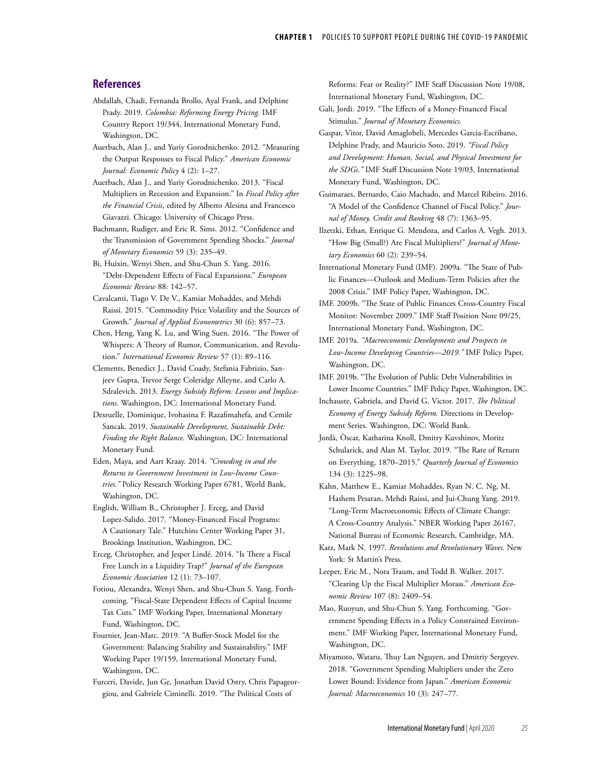## References

Abdallah, Chadi, Fernanda Brollo, Ayal Frank, and Delphine Prady. 2019. *Colombia: Reforming Energy Pricing.* IMF Country Report 19/344, International Monetary Fund, Washington, DC.

Auerbach, Alan J., and Yuriy Gorodnichenko. 2012. "Measuring the Output Responses to Fiscal Policy." *American Economic Journal: Economic Policy* 4 (2): 1–27.

Auerbach, Alan J., and Yuriy Gorodnichenko. 2013. "Fiscal Multipliers in Recession and Expansion." In *Fiscal Policy after the Financial Crisis*, edited by Alberto Alesina and Francesco Giavazzi. Chicago: University of Chicago Press.

Bachmann, Rudiger, and Eric R. Sims. 2012. "Confidence and the Transmission of Government Spending Shocks." *Journal of Monetary Economics* 59 (3): 235–49.

Bi, Huixin, Wenyi Shen, and Shu-Chun S. Yang. 2016. "Debt-Dependent Effects of Fiscal Expansions." *European Economic Review* 88: 142–57.

Cavalcanti, Tiago V. De V., Kamiar Mohaddes, and Mehdi Raissi. 2015. "Commodity Price Volatility and the Sources of Growth." *Journal of Applied Econometrics* 30 (6): 857–73.

Chen, Heng, Yang K. Lu, and Wing Suen. 2016. "The Power of Whispers: A Theory of Rumor, Communication, and Revolution." *International Economic Review* 57 (1): 89–116.

Clements, Benedict J., David Coady, Stefania Fabrizio, Sanjeev Gupta, Trevor Serge Coleridge Alleyne, and Carlo A. Sdralevich. 2013. *Energy Subsidy Reform: Lessons and Implications.* Washington, DC: International Monetary Fund.

Desruelle, Dominique, Ivohasina F. Razafimahefa, and Cemile Sancak. 2019. *Sustainable Development, Sustainable Debt: Finding the Right Balance.* Washington, DC: International Monetary Fund.

Eden, Maya, and Aart Kraay. 2014. *"Crowding in and the Returns to Government Investment in Low-Income Countries."* Policy Research Working Paper 6781, World Bank, Washington, DC.

English, William B., Christopher J. Erceg, and David Lopez-Salido. 2017. "Money-Financed Fiscal Programs: A Cautionary Tale." Hutchins Center Working Paper 31, Brookings Institution, Washington, DC.

Erceg, Christopher, and Jesper Lindé. 2014. "Is There a Fiscal Free Lunch in a Liquidity Trap?" *Journal of the European Economic Association* 12 (1): 73–107.

Fotiou, Alexandra, Wenyi Shen, and Shu-Chun S. Yang. Forthcoming. "Fiscal-State Dependent Effects of Capital Income Tax Cuts." IMF Working Paper, International Monetary Fund, Washington, DC.

Fournier, Jean-Marc. 2019. "A Buffer-Stock Model for the Government: Balancing Stability and Sustainability." IMF Working Paper 19/159, International Monetary Fund, Washington, DC.

Furceri, Davide, Jun Ge, Jonathan David Ostry, Chris Papageorgiou, and Gabriele Ciminelli. 2019. "The Political Costs of Reforms: Fear or Reality?" IMF Staff Discussion Note 19/08, International Monetary Fund, Washington, DC.

Gali, Jordi. 2019. "The Effects of a Money-Financed Fiscal Stimulus." *Journal of Monetary Economics.*

Gaspar, Vitor, David Amaglobeli, Mercedes Garcia-Escribano, Delphine Prady, and Mauricio Soto. 2019. *"Fiscal Policy and Development: Human, Social, and Physical Investment for the SDGs."* IMF Staff Discussion Note 19/03, International Monetary Fund, Washington, DC.

Guimaraes, Bernardo, Caio Machado, and Marcel Ribeiro. 2016. "A Model of the Confidence Channel of Fiscal Policy." *Journal of Money, Credit and Banking* 48 (7): 1363–95.

Ilzetzki, Ethan, Enrique G. Mendoza, and Carlos A. Vegh. 2013. "How Big (Small?) Are Fiscal Multipliers?" *Journal of Monetary Economics* 60 (2): 239–54.

International Monetary Fund (IMF). 2009a. "The State of Public Finances—Outlook and Medium-Term Policies after the 2008 Crisis." IMF Policy Paper, Washington, DC.

IMF. 2009b. "The State of Public Finances Cross-Country Fiscal Monitor: November 2009." IMF Staff Position Note 09/25, International Monetary Fund, Washington, DC.

IMF. 2019a. *"Macroeconomic Developments and Prospects in Low-Income Developing Countries—2019."* IMF Policy Paper, Washington, DC.

IMF. 2019b. "The Evolution of Public Debt Vulnerabilities in Lower Income Countries." IMF Policy Paper, Washington, DC.

Inchauste, Gabriela, and David G. Victor. 2017. *The Political Economy of Energy Subsidy Reform.* Directions in Development Series. Washington, DC: World Bank.

Jordà, Òscar, Katharina Knoll, Dmitry Kuvshinov, Moritz Schularick, and Alan M. Taylor. 2019. "The Rate of Return on Everything, 1870–2015." *Quarterly Journal of Economics* 134 (3): 1225–98.

Kahn, Matthew E., Kamiar Mohaddes, Ryan N. C. Ng, M. Hashem Pesaran, Mehdi Raissi, and Jui-Chung Yang. 2019. "Long-Term Macroeconomic Effects of Climate Change: A Cross-Country Analysis." NBER Working Paper 26167, National Bureau of Economic Research, Cambridge, MA.

Katz, Mark N. 1997. *Revolutions and Revolutionary Waves.* New York: St Martin's Press.

Leeper, Eric M., Nora Traum, and Todd B. Walker. 2017. "Clearing Up the Fiscal Multiplier Morass." *American Economic Review* 107 (8): 2409–54.

Mao, Ruoyun, and Shu-Chun S. Yang. Forthcoming. "Government Spending Effects in a Policy Constrained Environment." IMF Working Paper, International Monetary Fund, Washington, DC.

Miyamoto, Wataru, Thuy Lan Nguyen, and Dmitriy Sergeyev. 2018. "Government Spending Multipliers under the Zero Lower Bound: Evidence from Japan." *American Economic Journal: Macroeconomics* 10 (3): 247–77.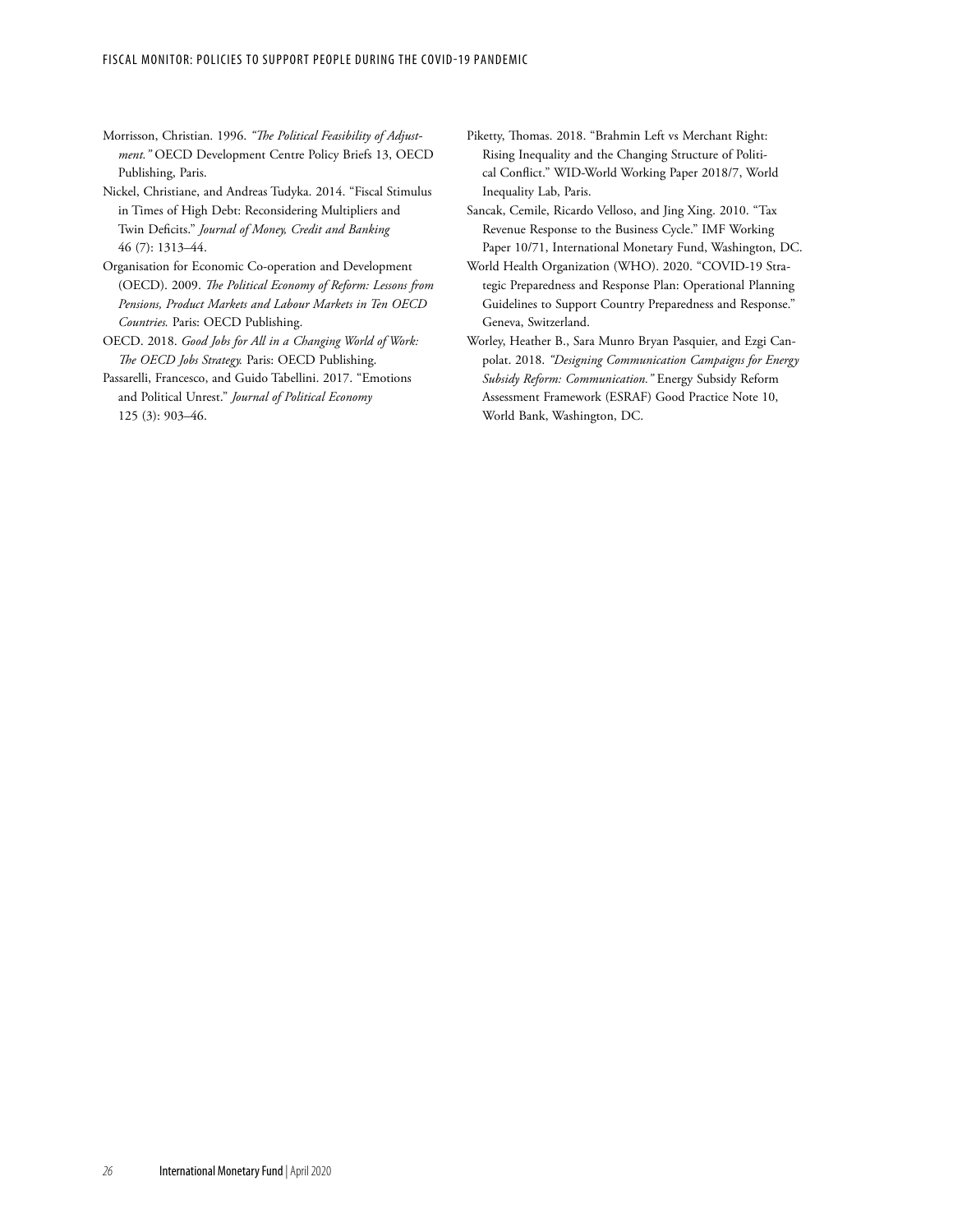Morrisson, Christian. 1996. *"The Political Feasibility of Adjustment."* OECD Development Centre Policy Briefs 13, OECD Publishing, Paris.

Nickel, Christiane, and Andreas Tudyka. 2014. "Fiscal Stimulus in Times of High Debt: Reconsidering Multipliers and Twin Deficits." *Journal of Money, Credit and Banking* 46 (7): 1313–44.

Organisation for Economic Co-operation and Development (OECD). 2009. *The Political Economy of Reform: Lessons from Pensions, Product Markets and Labour Markets in Ten OECD Countries.* Paris: OECD Publishing.

OECD. 2018. *Good Jobs for All in a Changing World of Work: The OECD Jobs Strategy.* Paris: OECD Publishing.

Passarelli, Francesco, and Guido Tabellini. 2017. "Emotions and Political Unrest." *Journal of Political Economy* 125 (3): 903–46.

Piketty, Thomas. 2018. "Brahmin Left vs Merchant Right: Rising Inequality and the Changing Structure of Political Conflict." WID-World Working Paper 2018/7, World Inequality Lab, Paris.

Sancak, Cemile, Ricardo Velloso, and Jing Xing. 2010. "Tax Revenue Response to the Business Cycle." IMF Working Paper 10/71, International Monetary Fund, Washington, DC.

World Health Organization (WHO). 2020. "COVID-19 Strategic Preparedness and Response Plan: Operational Planning Guidelines to Support Country Preparedness and Response." Geneva, Switzerland.

Worley, Heather B., Sara Munro Bryan Pasquier, and Ezgi Canpolat. 2018. *"Designing Communication Campaigns for Energy Subsidy Reform: Communication."* Energy Subsidy Reform Assessment Framework (ESRAF) Good Practice Note 10, World Bank, Washington, DC.